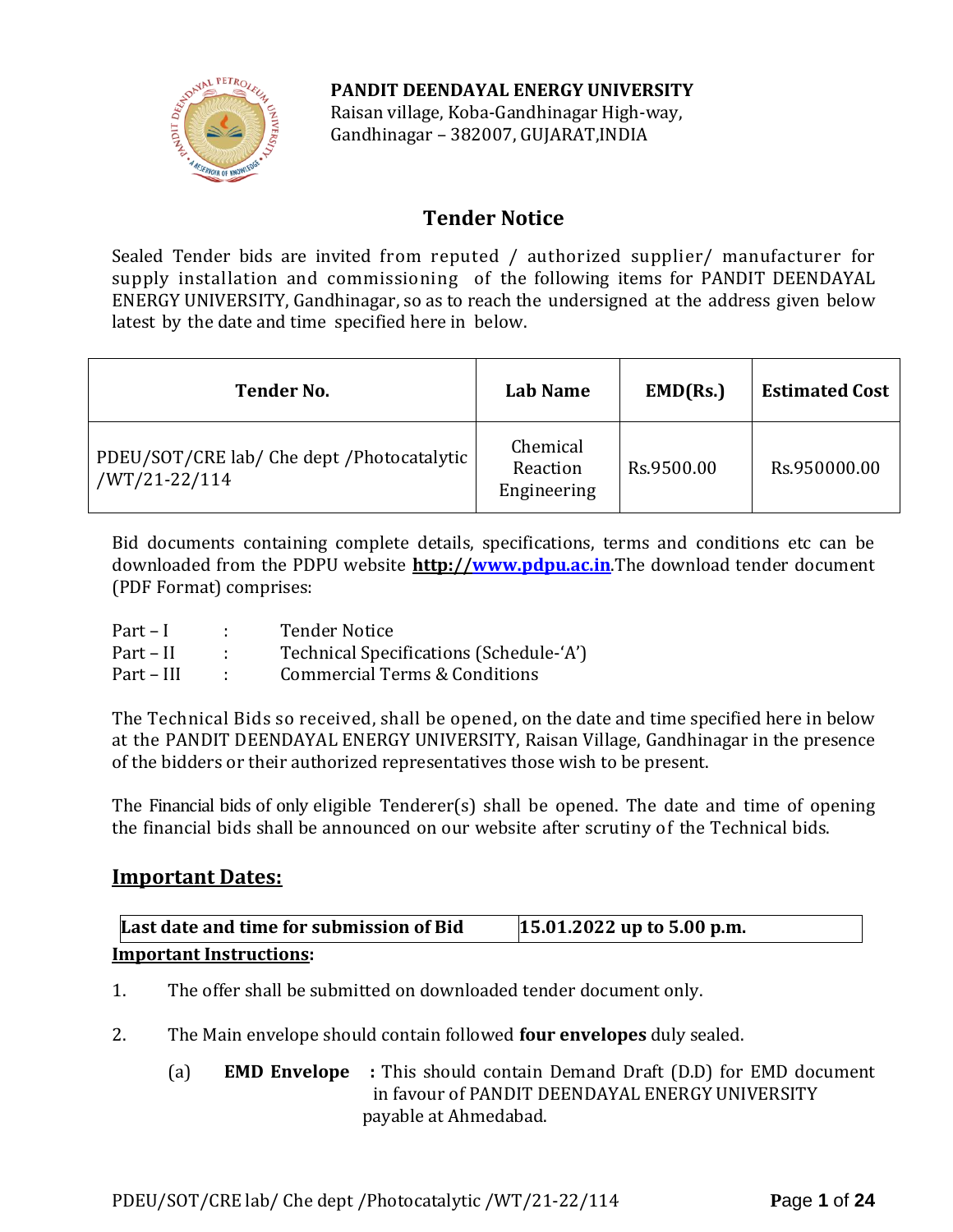**PANDIT DEENDAYAL ENERGY UNIVERSITY**
Raisan village, Koba-Gandhinagar High-way,
Gandhinagar – 382007, GUJARAT,INDIA

# Tender Notice

Sealed Tender bids are invited from reputed / authorized supplier/ manufacturer for supply installation and commissioning of the following items for PANDIT DEENDAYAL ENERGY UNIVERSITY, Gandhinagar, so as to reach the undersigned at the address given below latest by the date and time specified here in below.

| Tender No. | Lab Name | EMD(Rs.) | Estimated Cost |
|---|---|---|---|
| PDEU/SOT/CRE lab/ Che dept /Photocatalytic /WT/21-22/114 | Chemical Reaction Engineering | Rs.9500.00 | Rs.950000.00 |

Bid documents containing complete details, specifications, terms and conditions etc can be downloaded from the PDPU website **http://www.pdpu.ac.in**.The download tender document (PDF Format) comprises:

| | | |
|---|---|---|
| Part – I | : | Tender Notice |
| Part – II | : | Technical Specifications (Schedule-'A') |
| Part – III | : | Commercial Terms & Conditions |

The Technical Bids so received, shall be opened, on the date and time specified here in below at the PANDIT DEENDAYAL ENERGY UNIVERSITY, Raisan Village, Gandhinagar in the presence of the bidders or their authorized representatives those wish to be present.

The Financial bids of only eligible Tenderer(s) shall be opened. The date and time of opening the financial bids shall be announced on our website after scrutiny of the Technical bids.

## Important Dates:

| **Last date and time for submission of Bid** | **15.01.2022 up to 5.00 p.m.** |
|---|---|

**Important Instructions:**

1. The offer shall be submitted on downloaded tender document only.
2. The Main envelope should contain followed **four envelopes** duly sealed.

   (a) **EMD Envelope** : This should contain Demand Draft (D.D) for EMD document in favour of PANDIT DEENDAYAL ENERGY UNIVERSITY payable at Ahmedabad.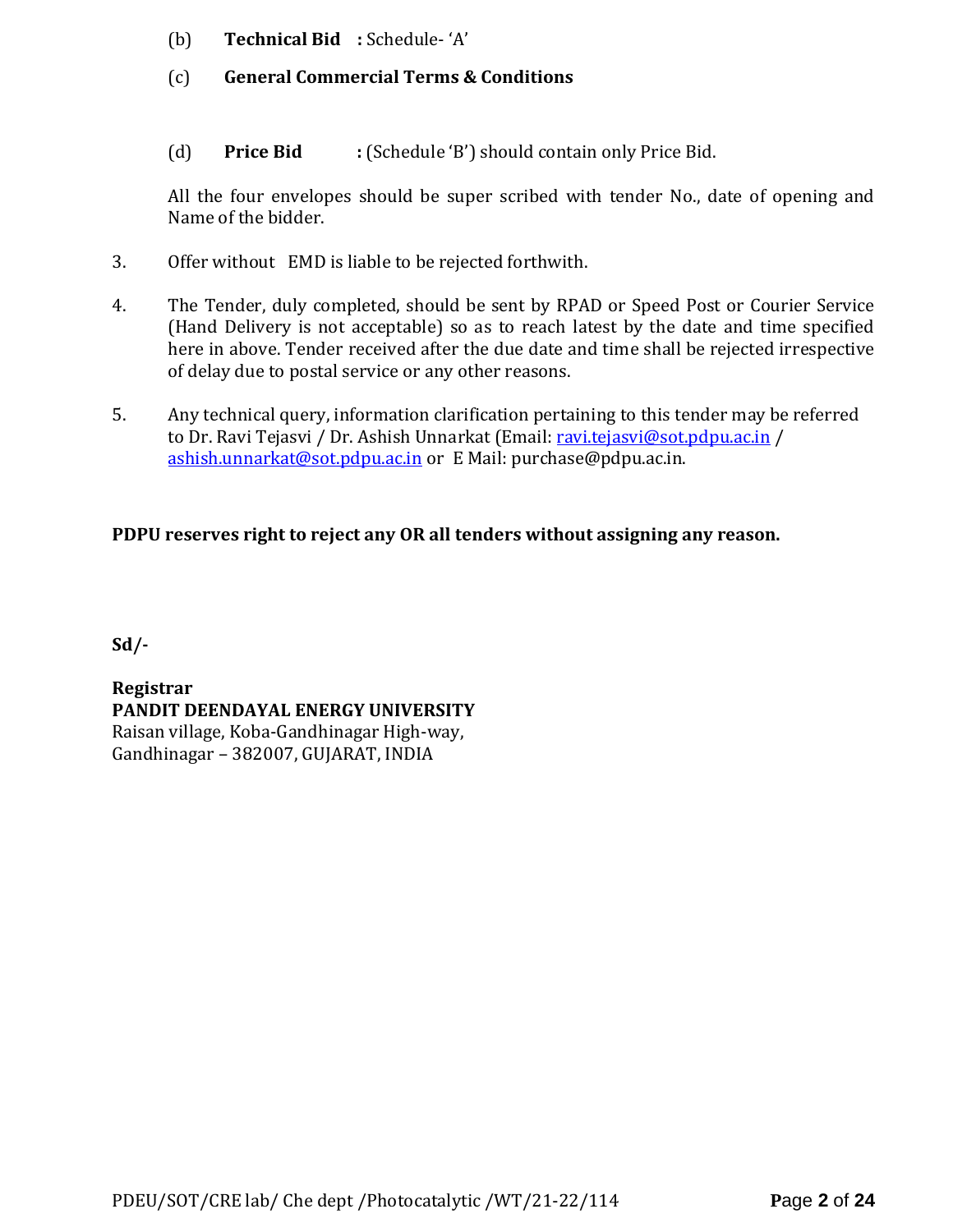(b) **Technical Bid** **:** Schedule- 'A'

(c) **General Commercial Terms & Conditions**

(d) **Price Bid** **:** (Schedule 'B') should contain only Price Bid.

All the four envelopes should be super scribed with tender No., date of opening and Name of the bidder.

3. Offer without EMD is liable to be rejected forthwith.

4. The Tender, duly completed, should be sent by RPAD or Speed Post or Courier Service (Hand Delivery is not acceptable) so as to reach latest by the date and time specified here in above. Tender received after the due date and time shall be rejected irrespective of delay due to postal service or any other reasons.

5. Any technical query, information clarification pertaining to this tender may be referred to Dr. Ravi Tejasvi / Dr. Ashish Unnarkat (Email: ravi.tejasvi@sot.pdpu.ac.in / ashish.unnarkat@sot.pdpu.ac.in or E Mail: purchase@pdpu.ac.in.

**PDPU reserves right to reject any OR all tenders without assigning any reason.**

**Sd/-**

**Registrar**
**PANDIT DEENDAYAL ENERGY UNIVERSITY**
Raisan village, Koba-Gandhinagar High-way,
Gandhinagar – 382007, GUJARAT, INDIA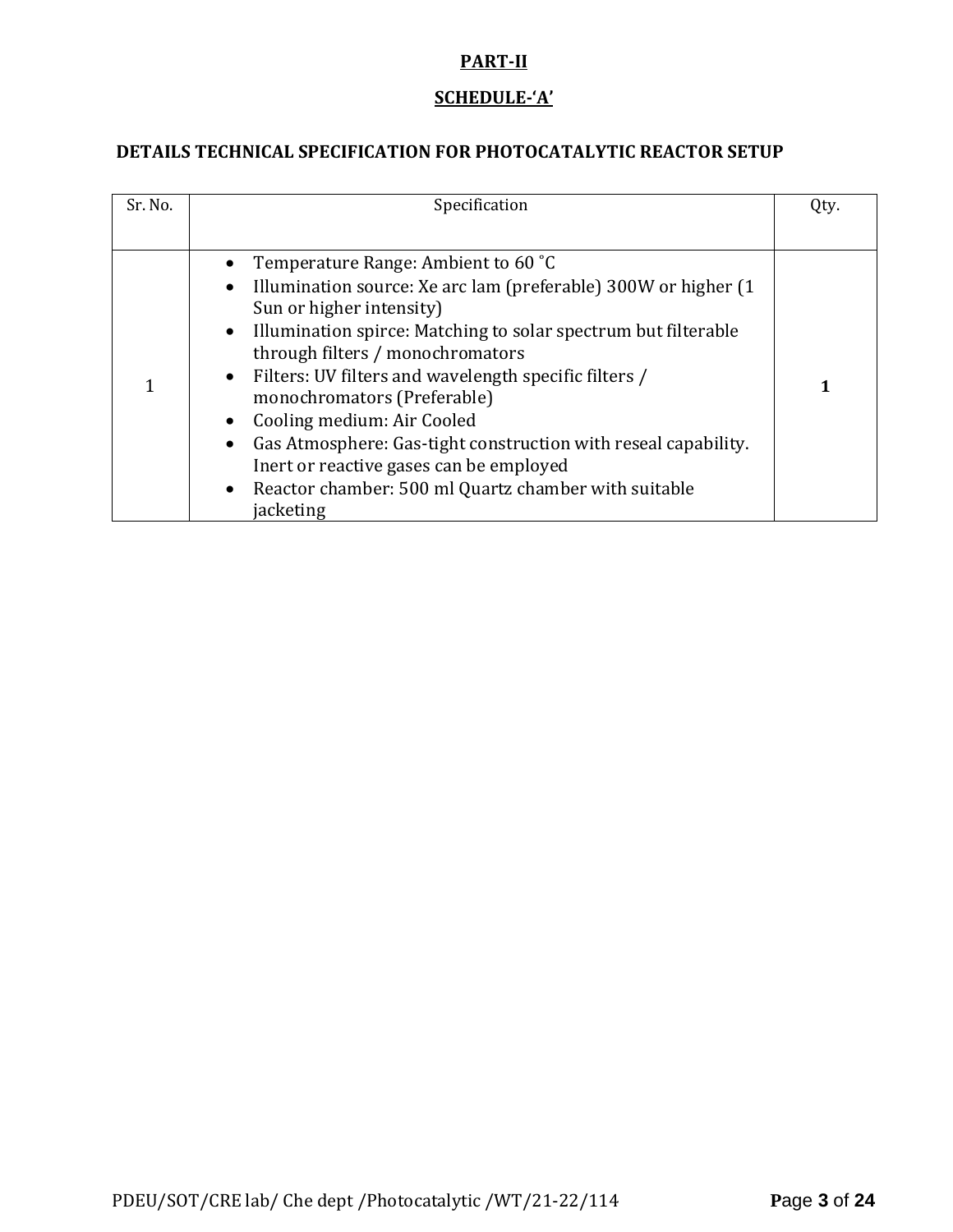**PART-II**

**SCHEDULE-'A'**

**DETAILS TECHNICAL SPECIFICATION FOR PHOTOCATALYTIC REACTOR SETUP**

| Sr. No. | Specification | Qty. |
| --- | --- | --- |
| 1 | • Temperature Range: Ambient to 60 ˚C<br>• Illumination source: Xe arc lam (preferable) 300W or higher (1 Sun or higher intensity)<br>• Illumination spirce: Matching to solar spectrum but filterable through filters / monochromators<br>• Filters: UV filters and wavelength specific filters / monochromators (Preferable)<br>• Cooling medium: Air Cooled<br>• Gas Atmosphere: Gas-tight construction with reseal capability. Inert or reactive gases can be employed<br>• Reactor chamber: 500 ml Quartz chamber with suitable jacketing | **1** |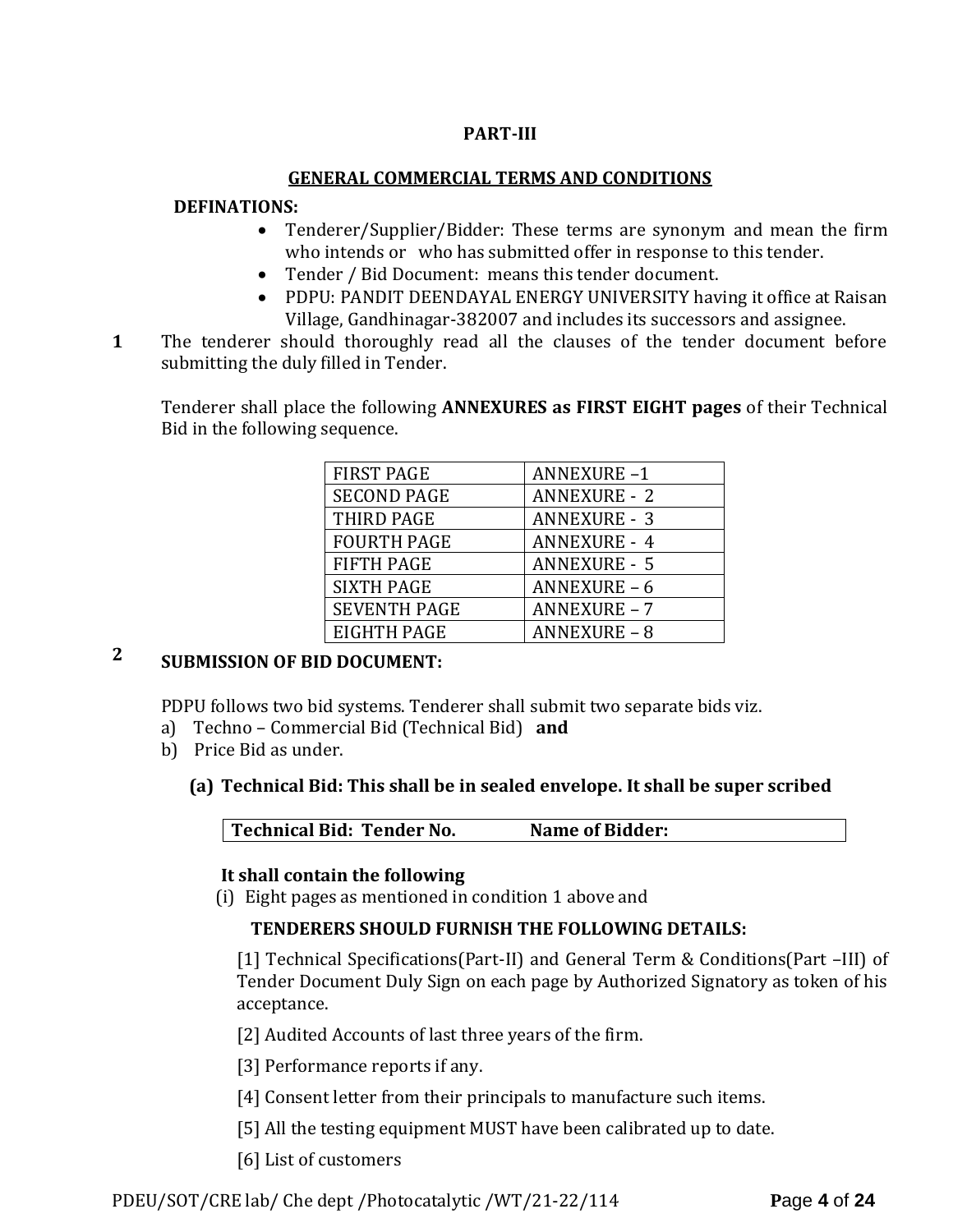**PART-III**

**GENERAL COMMERCIAL TERMS AND CONDITIONS**

**DEFINATIONS:**

- Tenderer/Supplier/Bidder: These terms are synonym and mean the firm who intends or who has submitted offer in response to this tender.
- Tender / Bid Document: means this tender document.
- PDPU: PANDIT DEENDAYAL ENERGY UNIVERSITY having it office at Raisan Village, Gandhinagar-382007 and includes its successors and assignee.

**1** The tenderer should thoroughly read all the clauses of the tender document before submitting the duly filled in Tender.

Tenderer shall place the following **ANNEXURES as FIRST EIGHT pages** of their Technical Bid in the following sequence.

| FIRST PAGE | ANNEXURE –1 |
|---|---|
| SECOND PAGE | ANNEXURE - 2 |
| THIRD PAGE | ANNEXURE - 3 |
| FOURTH PAGE | ANNEXURE - 4 |
| FIFTH PAGE | ANNEXURE - 5 |
| SIXTH PAGE | ANNEXURE – 6 |
| SEVENTH PAGE | ANNEXURE – 7 |
| EIGHTH PAGE | ANNEXURE – 8 |

**2** **SUBMISSION OF BID DOCUMENT:**

PDPU follows two bid systems. Tenderer shall submit two separate bids viz.

a) Techno – Commercial Bid (Technical Bid) **and**
b) Price Bid as under.

**(a) Technical Bid: This shall be in sealed envelope. It shall be super scribed**

| **Technical Bid: Tender No.** | **Name of Bidder:** |
|---|---|

**It shall contain the following**

(i) Eight pages as mentioned in condition 1 above and

**TENDERERS SHOULD FURNISH THE FOLLOWING DETAILS:**

[1] Technical Specifications(Part-II) and General Term & Conditions(Part –III) of Tender Document Duly Sign on each page by Authorized Signatory as token of his acceptance.

[2] Audited Accounts of last three years of the firm.

[3] Performance reports if any.

[4] Consent letter from their principals to manufacture such items.

[5] All the testing equipment MUST have been calibrated up to date.

[6] List of customers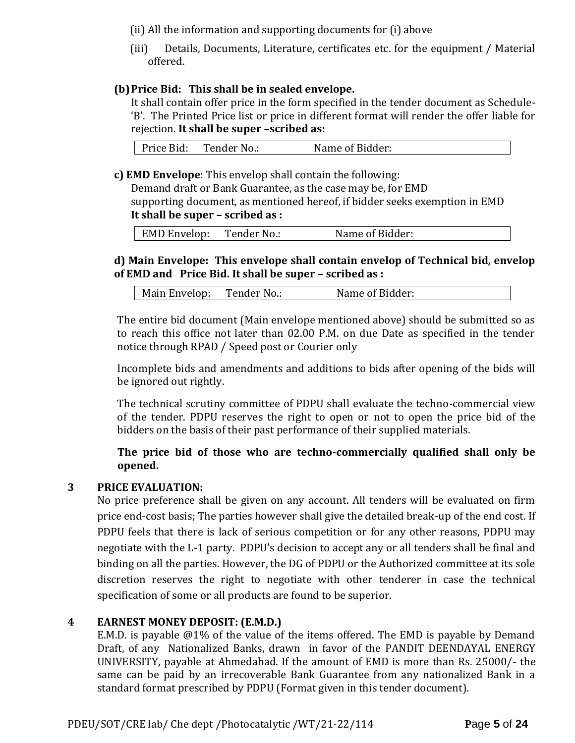(ii) All the information and supporting documents for (i) above

(iii) Details, Documents, Literature, certificates etc. for the equipment / Material offered.

**(b) Price Bid: This shall be in sealed envelope.**

It shall contain offer price in the form specified in the tender document as Schedule-'B'. The Printed Price list or price in different format will render the offer liable for rejection. **It shall be super –scribed as:**

| Price Bid: Tender No.: Name of Bidder: |
|---|

**c) EMD Envelope**: This envelop shall contain the following:

Demand draft or Bank Guarantee, as the case may be, for EMD
supporting document, as mentioned hereof, if bidder seeks exemption in EMD
**It shall be super – scribed as :**

| EMD Envelop: Tender No.: Name of Bidder: |
|---|

**d) Main Envelope: This envelope shall contain envelop of Technical bid, envelop of EMD and Price Bid. It shall be super – scribed as :**

| Main Envelop: Tender No.: Name of Bidder: |
|---|

The entire bid document (Main envelope mentioned above) should be submitted so as to reach this office not later than 02.00 P.M. on due Date as specified in the tender notice through RPAD / Speed post or Courier only

Incomplete bids and amendments and additions to bids after opening of the bids will be ignored out rightly.

The technical scrutiny committee of PDPU shall evaluate the techno-commercial view of the tender. PDPU reserves the right to open or not to open the price bid of the bidders on the basis of their past performance of their supplied materials.

**The price bid of those who are techno-commercially qualified shall only be opened.**

**3 PRICE EVALUATION:**

No price preference shall be given on any account. All tenders will be evaluated on firm price end-cost basis; The parties however shall give the detailed break-up of the end cost. If PDPU feels that there is lack of serious competition or for any other reasons, PDPU may negotiate with the L-1 party. PDPU's decision to accept any or all tenders shall be final and binding on all the parties. However, the DG of PDPU or the Authorized committee at its sole discretion reserves the right to negotiate with other tenderer in case the technical specification of some or all products are found to be superior.

**4 EARNEST MONEY DEPOSIT: (E.M.D.)**

E.M.D. is payable @1% of the value of the items offered. The EMD is payable by Demand Draft, of any Nationalized Banks, drawn in favor of the PANDIT DEENDAYAL ENERGY UNIVERSITY, payable at Ahmedabad. If the amount of EMD is more than Rs. 25000/- the same can be paid by an irrecoverable Bank Guarantee from any nationalized Bank in a standard format prescribed by PDPU (Format given in this tender document).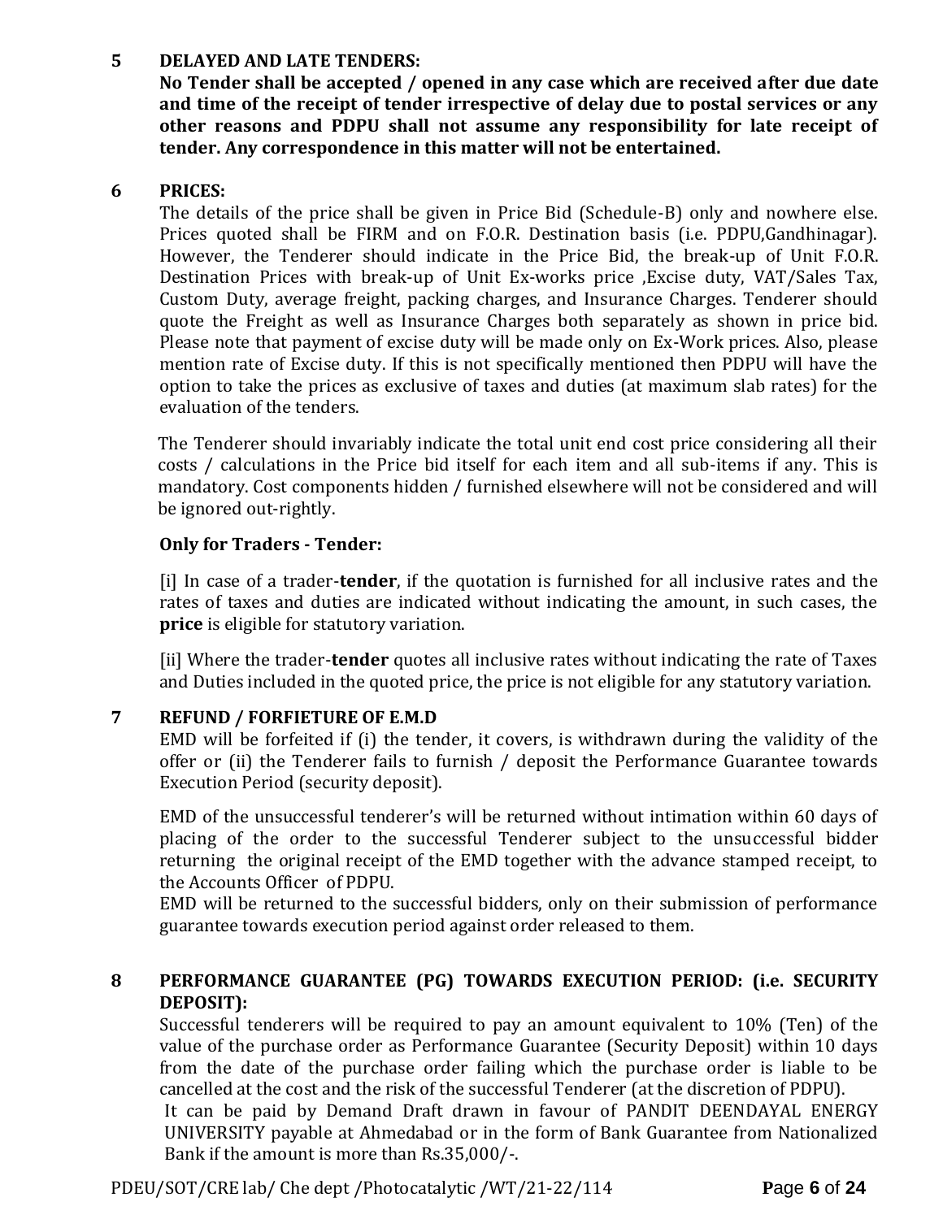## 5 DELAYED AND LATE TENDERS:

**No Tender shall be accepted / opened in any case which are received after due date and time of the receipt of tender irrespective of delay due to postal services or any other reasons and PDPU shall not assume any responsibility for late receipt of tender. Any correspondence in this matter will not be entertained.**

## 6 PRICES:

The details of the price shall be given in Price Bid (Schedule-B) only and nowhere else. Prices quoted shall be FIRM and on F.O.R. Destination basis (i.e. PDPU,Gandhinagar). However, the Tenderer should indicate in the Price Bid, the break-up of Unit F.O.R. Destination Prices with break-up of Unit Ex-works price ,Excise duty, VAT/Sales Tax, Custom Duty, average freight, packing charges, and Insurance Charges. Tenderer should quote the Freight as well as Insurance Charges both separately as shown in price bid. Please note that payment of excise duty will be made only on Ex-Work prices. Also, please mention rate of Excise duty. If this is not specifically mentioned then PDPU will have the option to take the prices as exclusive of taxes and duties (at maximum slab rates) for the evaluation of the tenders.

The Tenderer should invariably indicate the total unit end cost price considering all their costs / calculations in the Price bid itself for each item and all sub-items if any. This is mandatory. Cost components hidden / furnished elsewhere will not be considered and will be ignored out-rightly.

**Only for Traders - Tender:**

[i] In case of a trader-**tender**, if the quotation is furnished for all inclusive rates and the rates of taxes and duties are indicated without indicating the amount, in such cases, the **price** is eligible for statutory variation.

[ii] Where the trader-**tender** quotes all inclusive rates without indicating the rate of Taxes and Duties included in the quoted price, the price is not eligible for any statutory variation.

## 7 REFUND / FORFIETURE OF E.M.D

EMD will be forfeited if (i) the tender, it covers, is withdrawn during the validity of the offer or (ii) the Tenderer fails to furnish / deposit the Performance Guarantee towards Execution Period (security deposit).

EMD of the unsuccessful tenderer's will be returned without intimation within 60 days of placing of the order to the successful Tenderer subject to the unsuccessful bidder returning the original receipt of the EMD together with the advance stamped receipt, to the Accounts Officer of PDPU.

EMD will be returned to the successful bidders, only on their submission of performance guarantee towards execution period against order released to them.

## 8 PERFORMANCE GUARANTEE (PG) TOWARDS EXECUTION PERIOD: (i.e. SECURITY DEPOSIT):

Successful tenderers will be required to pay an amount equivalent to 10% (Ten) of the value of the purchase order as Performance Guarantee (Security Deposit) within 10 days from the date of the purchase order failing which the purchase order is liable to be cancelled at the cost and the risk of the successful Tenderer (at the discretion of PDPU).

It can be paid by Demand Draft drawn in favour of PANDIT DEENDAYAL ENERGY UNIVERSITY payable at Ahmedabad or in the form of Bank Guarantee from Nationalized Bank if the amount is more than Rs.35,000/-.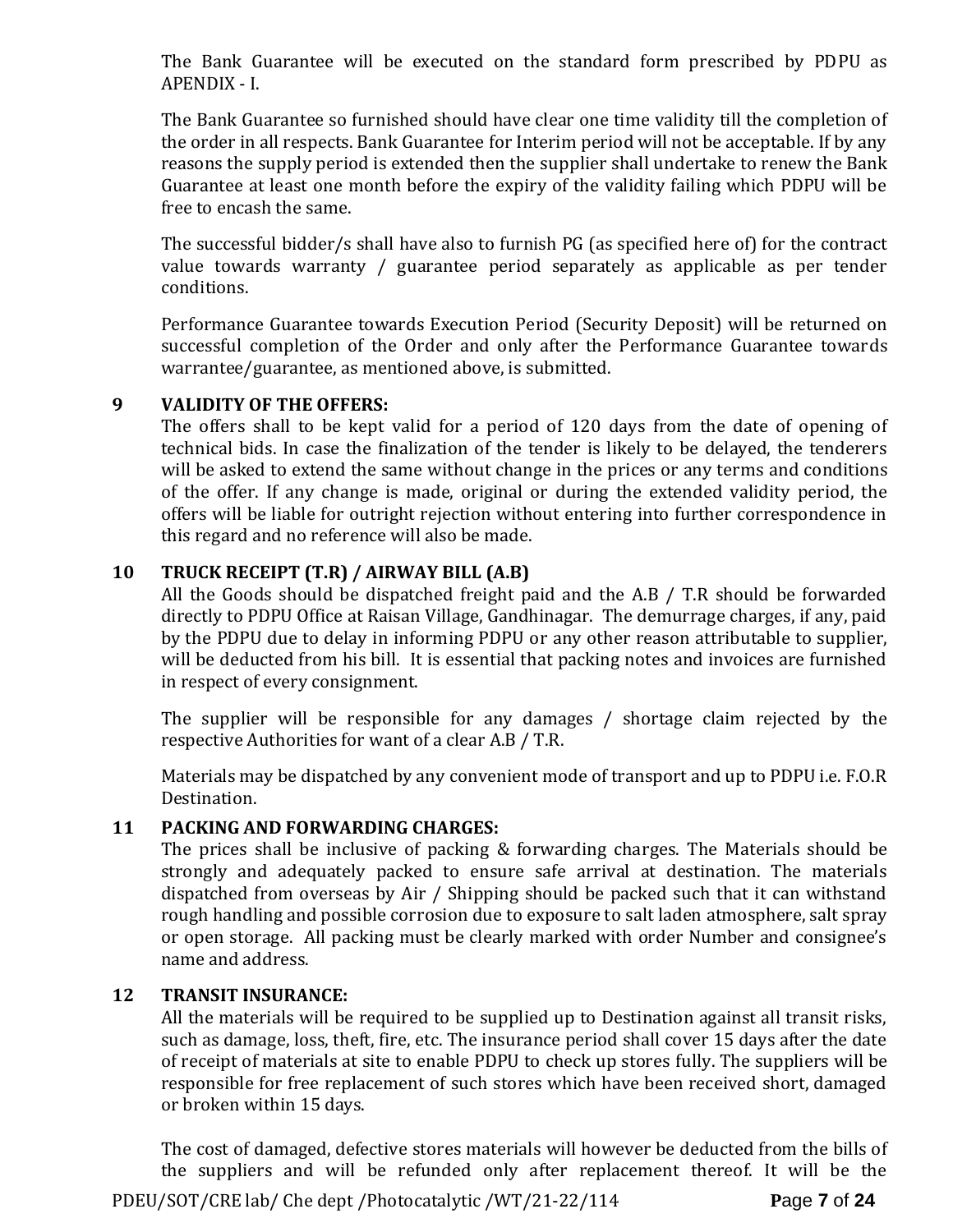The Bank Guarantee will be executed on the standard form prescribed by PDPU as APENDIX - I.

The Bank Guarantee so furnished should have clear one time validity till the completion of the order in all respects. Bank Guarantee for Interim period will not be acceptable. If by any reasons the supply period is extended then the supplier shall undertake to renew the Bank Guarantee at least one month before the expiry of the validity failing which PDPU will be free to encash the same.

The successful bidder/s shall have also to furnish PG (as specified here of) for the contract value towards warranty / guarantee period separately as applicable as per tender conditions.

Performance Guarantee towards Execution Period (Security Deposit) will be returned on successful completion of the Order and only after the Performance Guarantee towards warrantee/guarantee, as mentioned above, is submitted.

**9 VALIDITY OF THE OFFERS:**

The offers shall to be kept valid for a period of 120 days from the date of opening of technical bids. In case the finalization of the tender is likely to be delayed, the tenderers will be asked to extend the same without change in the prices or any terms and conditions of the offer. If any change is made, original or during the extended validity period, the offers will be liable for outright rejection without entering into further correspondence in this regard and no reference will also be made.

**10 TRUCK RECEIPT (T.R) / AIRWAY BILL (A.B)**

All the Goods should be dispatched freight paid and the A.B / T.R should be forwarded directly to PDPU Office at Raisan Village, Gandhinagar. The demurrage charges, if any, paid by the PDPU due to delay in informing PDPU or any other reason attributable to supplier, will be deducted from his bill. It is essential that packing notes and invoices are furnished in respect of every consignment.

The supplier will be responsible for any damages / shortage claim rejected by the respective Authorities for want of a clear A.B / T.R.

Materials may be dispatched by any convenient mode of transport and up to PDPU i.e. F.O.R Destination.

**11 PACKING AND FORWARDING CHARGES:**

The prices shall be inclusive of packing & forwarding charges. The Materials should be strongly and adequately packed to ensure safe arrival at destination. The materials dispatched from overseas by Air / Shipping should be packed such that it can withstand rough handling and possible corrosion due to exposure to salt laden atmosphere, salt spray or open storage. All packing must be clearly marked with order Number and consignee's name and address.

**12 TRANSIT INSURANCE:**

All the materials will be required to be supplied up to Destination against all transit risks, such as damage, loss, theft, fire, etc. The insurance period shall cover 15 days after the date of receipt of materials at site to enable PDPU to check up stores fully. The suppliers will be responsible for free replacement of such stores which have been received short, damaged or broken within 15 days.

The cost of damaged, defective stores materials will however be deducted from the bills of the suppliers and will be refunded only after replacement thereof. It will be the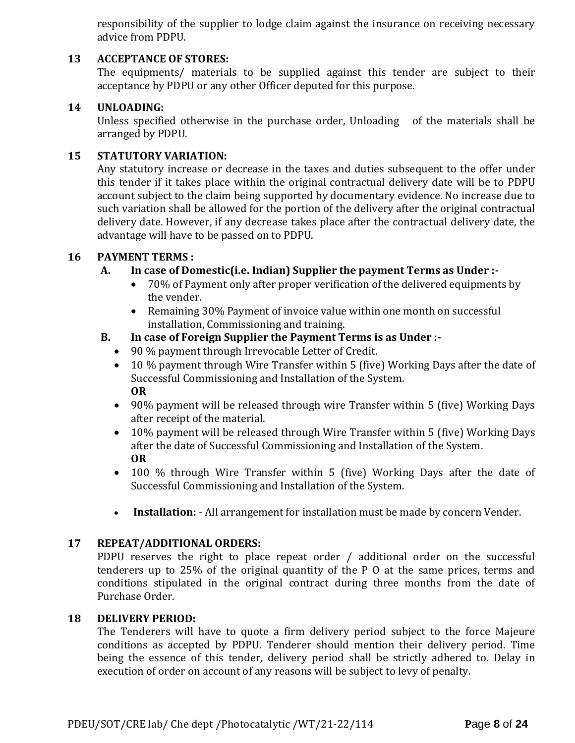responsibility of the supplier to lodge claim against the insurance on receiving necessary advice from PDPU.

## 13 ACCEPTANCE OF STORES:

The equipments/ materials to be supplied against this tender are subject to their acceptance by PDPU or any other Officer deputed for this purpose.

## 14 UNLOADING:

Unless specified otherwise in the purchase order, Unloading of the materials shall be arranged by PDPU.

## 15 STATUTORY VARIATION:

Any statutory increase or decrease in the taxes and duties subsequent to the offer under this tender if it takes place within the original contractual delivery date will be to PDPU account subject to the claim being supported by documentary evidence. No increase due to such variation shall be allowed for the portion of the delivery after the original contractual delivery date. However, if any decrease takes place after the contractual delivery date, the advantage will have to be passed on to PDPU.

## 16 PAYMENT TERMS :

**A. In case of Domestic(i.e. Indian) Supplier the payment Terms as Under :-**

- 70% of Payment only after proper verification of the delivered equipments by the vender.
- Remaining 30% Payment of invoice value within one month on successful installation, Commissioning and training.

**B. In case of Foreign Supplier the Payment Terms is as Under :-**

- 90 % payment through Irrevocable Letter of Credit.
- 10 % payment through Wire Transfer within 5 (five) Working Days after the date of Successful Commissioning and Installation of the System.
  **OR**
- 90% payment will be released through wire Transfer within 5 (five) Working Days after receipt of the material.
- 10% payment will be released through Wire Transfer within 5 (five) Working Days after the date of Successful Commissioning and Installation of the System.
  **OR**
- 100 % through Wire Transfer within 5 (five) Working Days after the date of Successful Commissioning and Installation of the System.

- **Installation:** - All arrangement for installation must be made by concern Vender.

## 17 REPEAT/ADDITIONAL ORDERS:

PDPU reserves the right to place repeat order / additional order on the successful tenderers up to 25% of the original quantity of the P O at the same prices, terms and conditions stipulated in the original contract during three months from the date of Purchase Order.

## 18 DELIVERY PERIOD:

The Tenderers will have to quote a firm delivery period subject to the force Majeure conditions as accepted by PDPU. Tenderer should mention their delivery period. Time being the essence of this tender, delivery period shall be strictly adhered to. Delay in execution of order on account of any reasons will be subject to levy of penalty.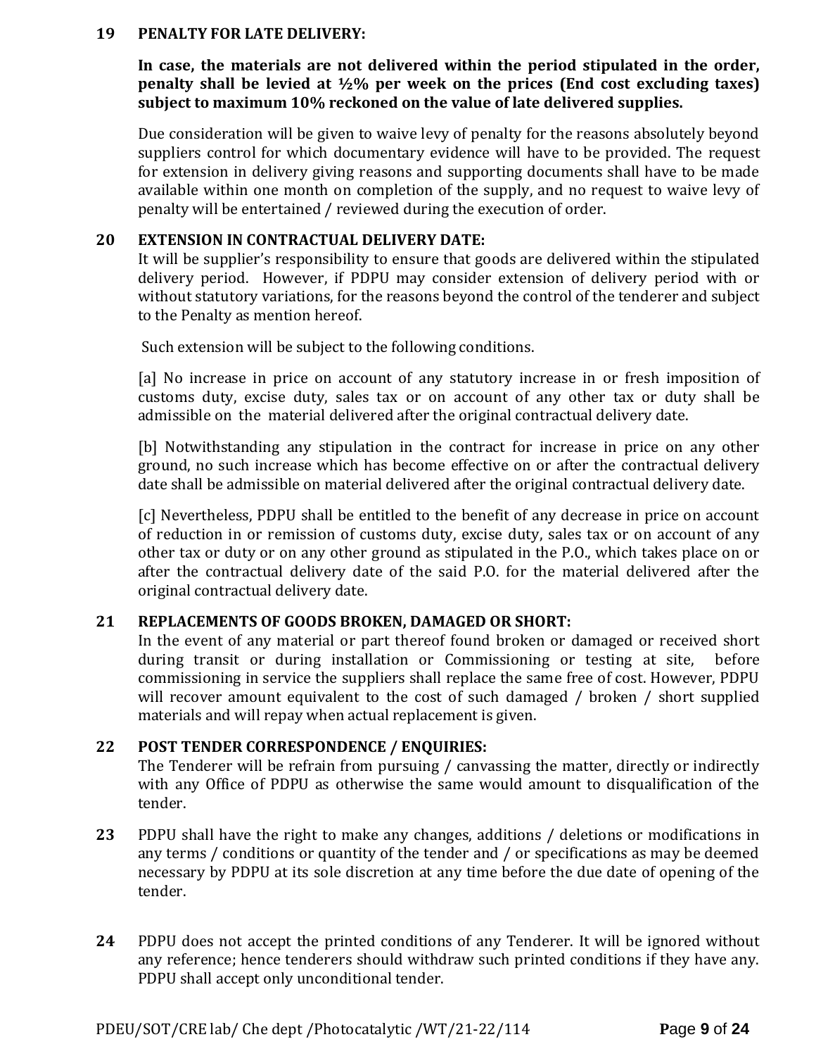**19 PENALTY FOR LATE DELIVERY:**

**In case, the materials are not delivered within the period stipulated in the order, penalty shall be levied at ½% per week on the prices (End cost excluding taxes) subject to maximum 10% reckoned on the value of late delivered supplies.**

Due consideration will be given to waive levy of penalty for the reasons absolutely beyond suppliers control for which documentary evidence will have to be provided. The request for extension in delivery giving reasons and supporting documents shall have to be made available within one month on completion of the supply, and no request to waive levy of penalty will be entertained / reviewed during the execution of order.

**20 EXTENSION IN CONTRACTUAL DELIVERY DATE:**

It will be supplier's responsibility to ensure that goods are delivered within the stipulated delivery period. However, if PDPU may consider extension of delivery period with or without statutory variations, for the reasons beyond the control of the tenderer and subject to the Penalty as mention hereof.

Such extension will be subject to the following conditions.

[a] No increase in price on account of any statutory increase in or fresh imposition of customs duty, excise duty, sales tax or on account of any other tax or duty shall be admissible on the material delivered after the original contractual delivery date.

[b] Notwithstanding any stipulation in the contract for increase in price on any other ground, no such increase which has become effective on or after the contractual delivery date shall be admissible on material delivered after the original contractual delivery date.

[c] Nevertheless, PDPU shall be entitled to the benefit of any decrease in price on account of reduction in or remission of customs duty, excise duty, sales tax or on account of any other tax or duty or on any other ground as stipulated in the P.O., which takes place on or after the contractual delivery date of the said P.O. for the material delivered after the original contractual delivery date.

**21 REPLACEMENTS OF GOODS BROKEN, DAMAGED OR SHORT:**

In the event of any material or part thereof found broken or damaged or received short during transit or during installation or Commissioning or testing at site, before commissioning in service the suppliers shall replace the same free of cost. However, PDPU will recover amount equivalent to the cost of such damaged / broken / short supplied materials and will repay when actual replacement is given.

**22 POST TENDER CORRESPONDENCE / ENQUIRIES:**

The Tenderer will be refrain from pursuing / canvassing the matter, directly or indirectly with any Office of PDPU as otherwise the same would amount to disqualification of the tender.

**23** PDPU shall have the right to make any changes, additions / deletions or modifications in any terms / conditions or quantity of the tender and / or specifications as may be deemed necessary by PDPU at its sole discretion at any time before the due date of opening of the tender.

**24** PDPU does not accept the printed conditions of any Tenderer. It will be ignored without any reference; hence tenderers should withdraw such printed conditions if they have any. PDPU shall accept only unconditional tender.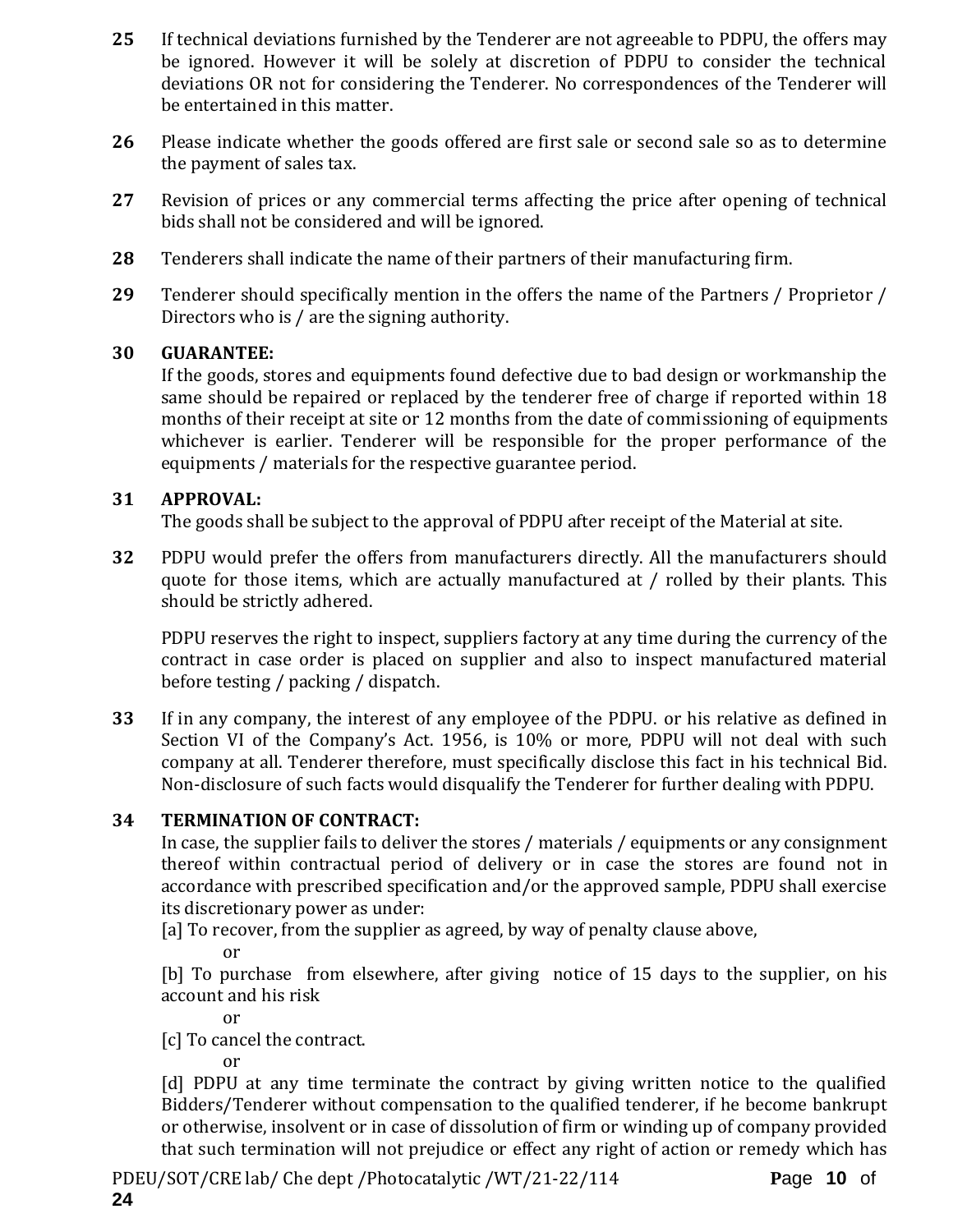**25** If technical deviations furnished by the Tenderer are not agreeable to PDPU, the offers may be ignored. However it will be solely at discretion of PDPU to consider the technical deviations OR not for considering the Tenderer. No correspondences of the Tenderer will be entertained in this matter.

**26** Please indicate whether the goods offered are first sale or second sale so as to determine the payment of sales tax.

**27** Revision of prices or any commercial terms affecting the price after opening of technical bids shall not be considered and will be ignored.

**28** Tenderers shall indicate the name of their partners of their manufacturing firm.

**29** Tenderer should specifically mention in the offers the name of the Partners / Proprietor / Directors who is / are the signing authority.

**30 GUARANTEE:**

If the goods, stores and equipments found defective due to bad design or workmanship the same should be repaired or replaced by the tenderer free of charge if reported within 18 months of their receipt at site or 12 months from the date of commissioning of equipments whichever is earlier. Tenderer will be responsible for the proper performance of the equipments / materials for the respective guarantee period.

**31 APPROVAL:**

The goods shall be subject to the approval of PDPU after receipt of the Material at site.

**32** PDPU would prefer the offers from manufacturers directly. All the manufacturers should quote for those items, which are actually manufactured at / rolled by their plants. This should be strictly adhered.

PDPU reserves the right to inspect, suppliers factory at any time during the currency of the contract in case order is placed on supplier and also to inspect manufactured material before testing / packing / dispatch.

**33** If in any company, the interest of any employee of the PDPU. or his relative as defined in Section VI of the Company's Act. 1956, is 10% or more, PDPU will not deal with such company at all. Tenderer therefore, must specifically disclose this fact in his technical Bid. Non-disclosure of such facts would disqualify the Tenderer for further dealing with PDPU.

**34 TERMINATION OF CONTRACT:**

In case, the supplier fails to deliver the stores / materials / equipments or any consignment thereof within contractual period of delivery or in case the stores are found not in accordance with prescribed specification and/or the approved sample, PDPU shall exercise its discretionary power as under:

[a] To recover, from the supplier as agreed, by way of penalty clause above,

or

[b] To purchase from elsewhere, after giving notice of 15 days to the supplier, on his account and his risk

or

[c] To cancel the contract.

or

[d] PDPU at any time terminate the contract by giving written notice to the qualified Bidders/Tenderer without compensation to the qualified tenderer, if he become bankrupt or otherwise, insolvent or in case of dissolution of firm or winding up of company provided that such termination will not prejudice or effect any right of action or remedy which has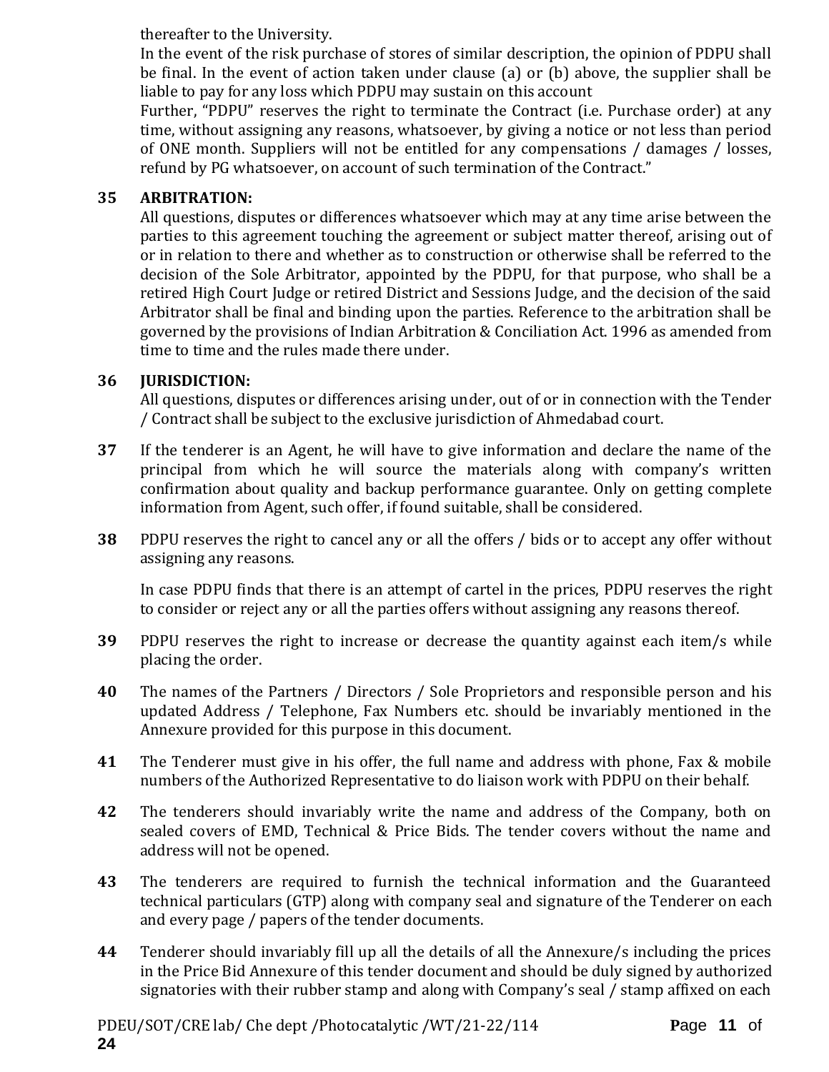thereafter to the University.

In the event of the risk purchase of stores of similar description, the opinion of PDPU shall be final. In the event of action taken under clause (a) or (b) above, the supplier shall be liable to pay for any loss which PDPU may sustain on this account

Further, "PDPU" reserves the right to terminate the Contract (i.e. Purchase order) at any time, without assigning any reasons, whatsoever, by giving a notice or not less than period of ONE month. Suppliers will not be entitled for any compensations / damages / losses, refund by PG whatsoever, on account of such termination of the Contract."

**35 ARBITRATION:**

All questions, disputes or differences whatsoever which may at any time arise between the parties to this agreement touching the agreement or subject matter thereof, arising out of or in relation to there and whether as to construction or otherwise shall be referred to the decision of the Sole Arbitrator, appointed by the PDPU, for that purpose, who shall be a retired High Court Judge or retired District and Sessions Judge, and the decision of the said Arbitrator shall be final and binding upon the parties. Reference to the arbitration shall be governed by the provisions of Indian Arbitration & Conciliation Act. 1996 as amended from time to time and the rules made there under.

**36 JURISDICTION:**

All questions, disputes or differences arising under, out of or in connection with the Tender / Contract shall be subject to the exclusive jurisdiction of Ahmedabad court.

**37** If the tenderer is an Agent, he will have to give information and declare the name of the principal from which he will source the materials along with company's written confirmation about quality and backup performance guarantee. Only on getting complete information from Agent, such offer, if found suitable, shall be considered.

**38** PDPU reserves the right to cancel any or all the offers / bids or to accept any offer without assigning any reasons.

In case PDPU finds that there is an attempt of cartel in the prices, PDPU reserves the right to consider or reject any or all the parties offers without assigning any reasons thereof.

**39** PDPU reserves the right to increase or decrease the quantity against each item/s while placing the order.

**40** The names of the Partners / Directors / Sole Proprietors and responsible person and his updated Address / Telephone, Fax Numbers etc. should be invariably mentioned in the Annexure provided for this purpose in this document.

**41** The Tenderer must give in his offer, the full name and address with phone, Fax & mobile numbers of the Authorized Representative to do liaison work with PDPU on their behalf.

**42** The tenderers should invariably write the name and address of the Company, both on sealed covers of EMD, Technical & Price Bids. The tender covers without the name and address will not be opened.

**43** The tenderers are required to furnish the technical information and the Guaranteed technical particulars (GTP) along with company seal and signature of the Tenderer on each and every page / papers of the tender documents.

**44** Tenderer should invariably fill up all the details of all the Annexure/s including the prices in the Price Bid Annexure of this tender document and should be duly signed by authorized signatories with their rubber stamp and along with Company's seal / stamp affixed on each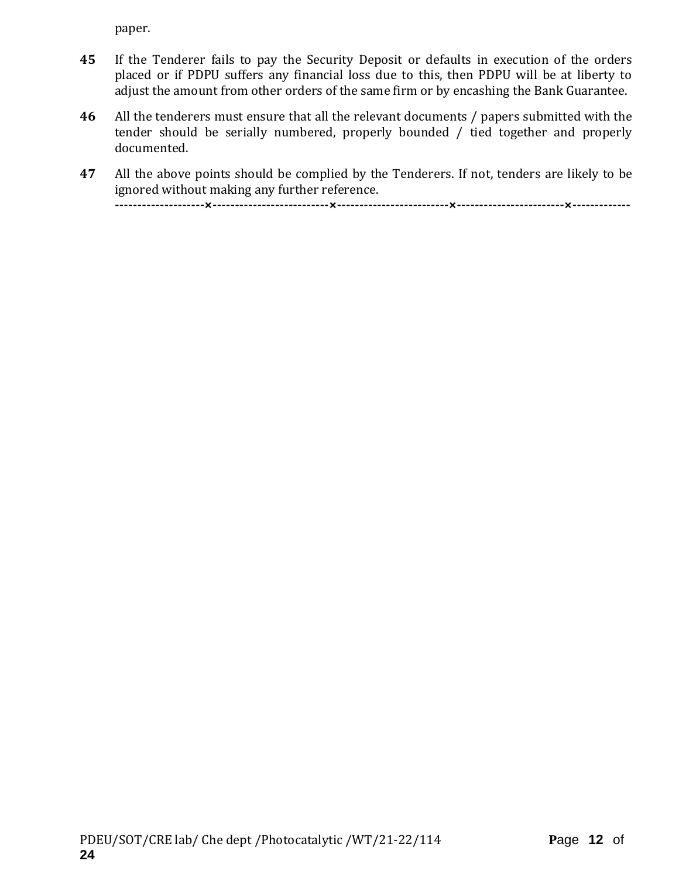paper.

**45** If the Tenderer fails to pay the Security Deposit or defaults in execution of the orders placed or if PDPU suffers any financial loss due to this, then PDPU will be at liberty to adjust the amount from other orders of the same firm or by encashing the Bank Guarantee.

**46** All the tenderers must ensure that all the relevant documents / papers submitted with the tender should be serially numbered, properly bounded / tied together and properly documented.

**47** All the above points should be complied by the Tenderers. If not, tenders are likely to be ignored without making any further reference.

**--------------------×--------------------------×-------------------------×------------------------×-------------**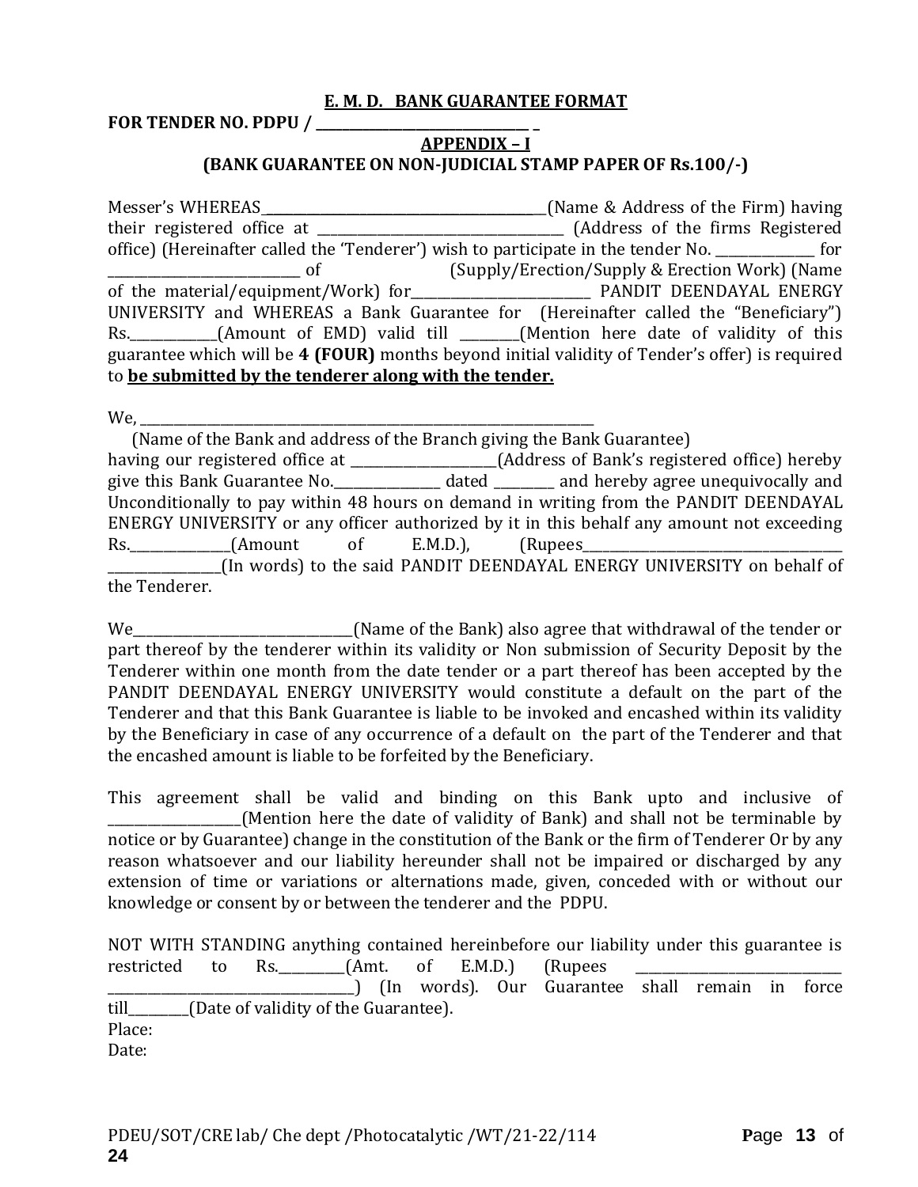**E. M. D. BANK GUARANTEE FORMAT**

**FOR TENDER NO. PDPU / _______________________________ _**

**APPENDIX – I**

**(BANK GUARANTEE ON NON-JUDICIAL STAMP PAPER OF Rs.100/-)**

Messer's WHEREAS_____________________________________________(Name & Address of the Firm) having their registered office at ______________________________________ (Address of the firms Registered office) (Hereinafter called the 'Tenderer') wish to participate in the tender No. _______________ for _____________________________ of (Supply/Erection/Supply & Erection Work) (Name of the material/equipment/Work) for____________________________ PANDIT DEENDAYAL ENERGY UNIVERSITY and WHEREAS a Bank Guarantee for (Hereinafter called the "Beneficiary") Rs._____________(Amount of EMD) valid till _________(Mention here date of validity of this guarantee which will be **4 (FOUR)** months beyond initial validity of Tender's offer) is required to **be submitted by the tenderer along with the tender.**

We, ________________________________________________________________________

(Name of the Bank and address of the Branch giving the Bank Guarantee)

having our registered office at ______________________(Address of Bank's registered office) hereby give this Bank Guarantee No._______________ dated _________ and hereby agree unequivocally and Unconditionally to pay within 48 hours on demand in writing from the PANDIT DEENDAYAL ENERGY UNIVERSITY or any officer authorized by it in this behalf any amount not exceeding Rs._______________(Amount of E.M.D.), (Rupees_________________________________________ _________________(In words) to the said PANDIT DEENDAYAL ENERGY UNIVERSITY on behalf of the Tenderer.

We__________________________________(Name of the Bank) also agree that withdrawal of the tender or part thereof by the tenderer within its validity or Non submission of Security Deposit by the Tenderer within one month from the date tender or a part thereof has been accepted by the PANDIT DEENDAYAL ENERGY UNIVERSITY would constitute a default on the part of the Tenderer and that this Bank Guarantee is liable to be invoked and encashed within its validity by the Beneficiary in case of any occurrence of a default on the part of the Tenderer and that the encashed amount is liable to be forfeited by the Beneficiary.

This agreement shall be valid and binding on this Bank upto and inclusive of ___________________(Mention here the date of validity of Bank) and shall not be terminable by notice or by Guarantee) change in the constitution of the Bank or the firm of Tenderer Or by any reason whatsoever and our liability hereunder shall not be impaired or discharged by any extension of time or variations or alternations made, given, conceded with or without our knowledge or consent by or between the tenderer and the PDPU.

NOT WITH STANDING anything contained hereinbefore our liability under this guarantee is restricted to Rs.__________(Amt. of E.M.D.) (Rupees _______________________________ ______________________________________) (In words). Our Guarantee shall remain in force till_________(Date of validity of the Guarantee).

Place:

Date: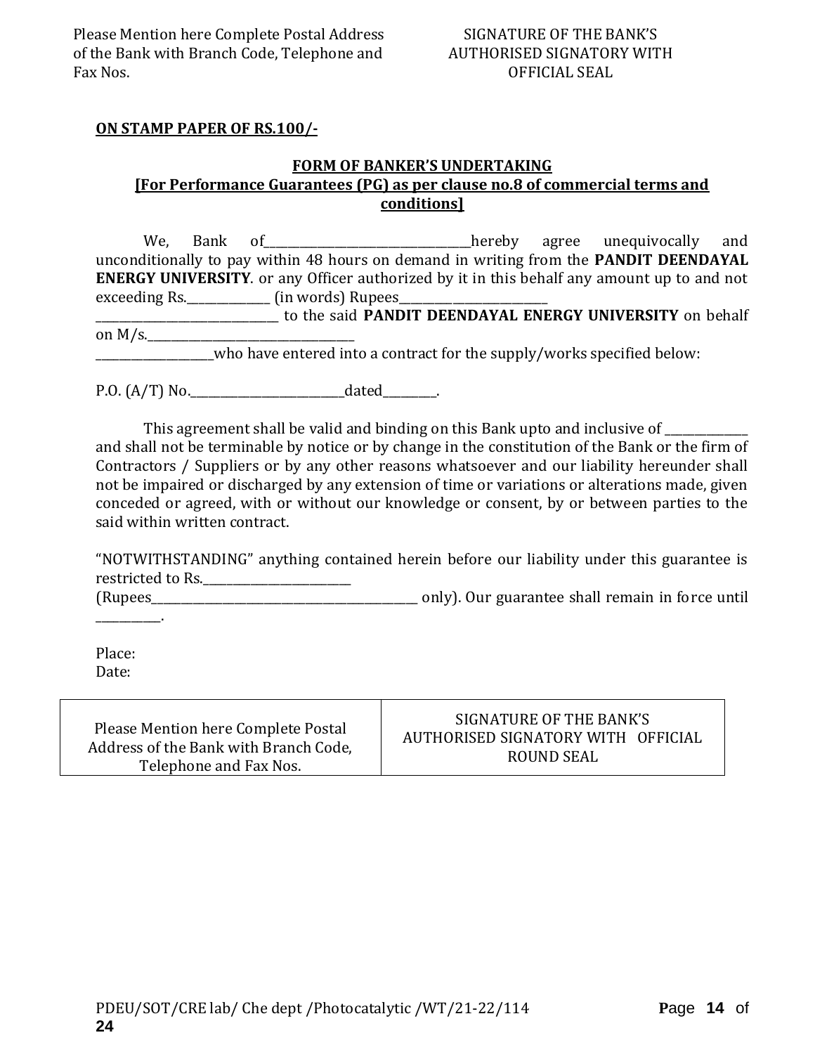| Please Mention here Complete Postal Address of the Bank with Branch Code, Telephone and Fax Nos. | SIGNATURE OF THE BANK'S AUTHORISED SIGNATORY WITH OFFICIAL SEAL |
|---|---|

**ON STAMP PAPER OF RS.100/-**

## FORM OF BANKER'S UNDERTAKING
### [For Performance Guarantees (PG) as per clause no.8 of commercial terms and conditions]

We, Bank of\_\_\_\_\_\_\_\_\_\_\_\_\_\_\_\_\_\_\_\_\_\_\_\_\_\_\_\_\_\_\_\_\_hereby agree unequivocally and unconditionally to pay within 48 hours on demand in writing from the **PANDIT DEENDAYAL ENERGY UNIVERSITY**. or any Officer authorized by it in this behalf any amount up to and not exceeding Rs.\_\_\_\_\_\_\_\_\_\_\_\_\_ (in words) Rupees\_\_\_\_\_\_\_\_\_\_\_\_\_\_\_\_\_\_\_\_\_\_\_\_ \_\_\_\_\_\_\_\_\_\_\_\_\_\_\_\_\_\_\_\_\_\_\_\_\_\_\_\_\_ to the said **PANDIT DEENDAYAL ENERGY UNIVERSITY** on behalf on M/s.\_\_\_\_\_\_\_\_\_\_\_\_\_\_\_\_\_\_\_\_\_\_\_\_\_\_\_\_\_\_\_\_\_ \_\_\_\_\_\_\_\_\_\_\_\_\_\_\_\_\_\_who have entered into a contract for the supply/works specified below:

P.O. (A/T) No.\_\_\_\_\_\_\_\_\_\_\_\_\_\_\_\_\_\_\_\_\_\_\_\_\_dated\_\_\_\_\_\_\_\_.

This agreement shall be valid and binding on this Bank upto and inclusive of \_\_\_\_\_\_\_\_\_\_\_\_\_ and shall not be terminable by notice or by change in the constitution of the Bank or the firm of Contractors / Suppliers or by any other reasons whatsoever and our liability hereunder shall not be impaired or discharged by any extension of time or variations or alterations made, given conceded or agreed, with or without our knowledge or consent, by or between parties to the said within written contract.

"NOTWITHSTANDING" anything contained herein before our liability under this guarantee is restricted to Rs.\_\_\_\_\_\_\_\_\_\_\_\_\_\_\_\_\_\_\_\_\_\_\_ (Rupees\_\_\_\_\_\_\_\_\_\_\_\_\_\_\_\_\_\_\_\_\_\_\_\_\_\_\_\_\_\_\_\_\_\_\_\_\_\_\_\_\_\_\_\_\_ only). Our guarantee shall remain in force until \_\_\_\_\_\_\_\_\_\_.

Place:
Date:

| Please Mention here Complete Postal Address of the Bank with Branch Code, Telephone and Fax Nos. | SIGNATURE OF THE BANK'S AUTHORISED SIGNATORY WITH OFFICIAL ROUND SEAL |
|---|---|

PDEU/SOT/CRE lab/ Che dept /Photocatalytic /WT/21-22/114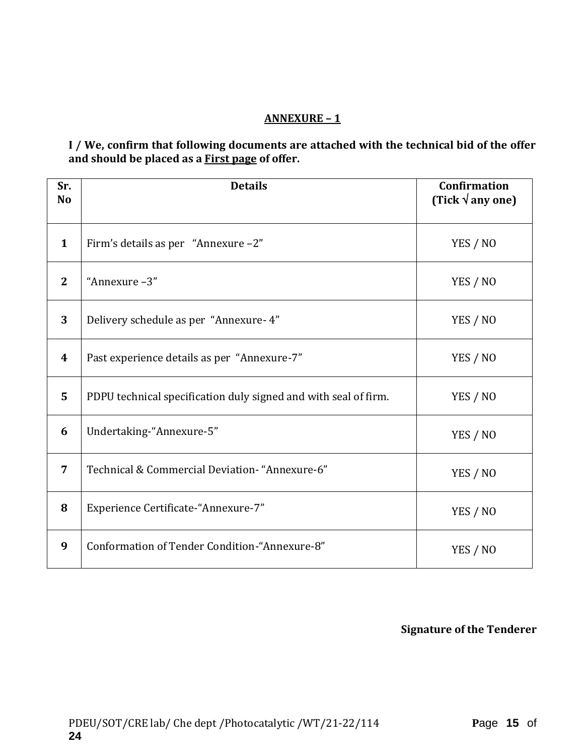## ANNEXURE – 1

**I / We, confirm that following documents are attached with the technical bid of the offer and should be placed as a First page of offer.**

| Sr. No | Details | Confirmation (Tick √ any one) |
|---|---|---|
| 1 | Firm's details as per "Annexure –2" | YES / NO |
| 2 | "Annexure –3" | YES / NO |
| 3 | Delivery schedule as per "Annexure- 4" | YES / NO |
| 4 | Past experience details as per "Annexure-7" | YES / NO |
| 5 | PDPU technical specification duly signed and with seal of firm. | YES / NO |
| 6 | Undertaking-"Annexure-5" | YES / NO |
| 7 | Technical & Commercial Deviation- "Annexure-6" | YES / NO |
| 8 | Experience Certificate-"Annexure-7" | YES / NO |
| 9 | Conformation of Tender Condition-"Annexure-8" | YES / NO |

**Signature of the Tenderer**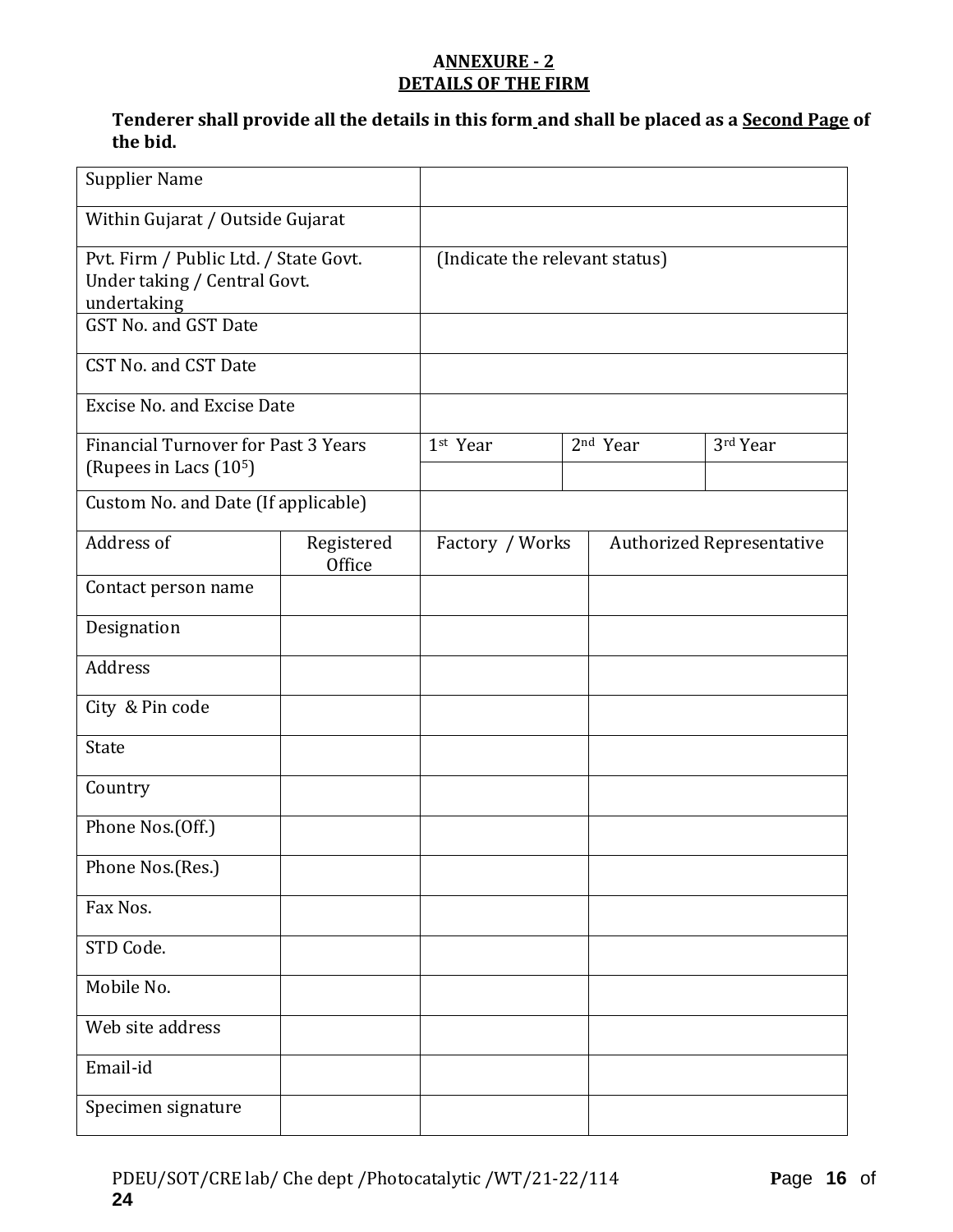## ANNEXURE - 2
## DETAILS OF THE FIRM

**Tenderer shall provide all the details in this form and shall be placed as a Second Page of the bid.**

| Supplier Name | | | |
|---|---|---|---|
| Within Gujarat / Outside Gujarat | | | |
| Pvt. Firm / Public Ltd. / State Govt. Under taking / Central Govt. undertaking | (Indicate the relevant status) | | |
| GST No. and GST Date | | | |
| CST No. and CST Date | | | |
| Excise No. and Excise Date | | | |
| Financial Turnover for Past 3 Years (Rupees in Lacs ($10^5$) | 1st Year | 2nd Year | 3rd Year |
| | | | |
| Custom No. and Date (If applicable) | | | |

| Address of | Registered Office | Factory / Works | Authorized Representative |
|---|---|---|---|
| Contact person name | | | |
| Designation | | | |
| Address | | | |
| City & Pin code | | | |
| State | | | |
| Country | | | |
| Phone Nos.(Off.) | | | |
| Phone Nos.(Res.) | | | |
| Fax Nos. | | | |
| STD Code. | | | |
| Mobile No. | | | |
| Web site address | | | |
| Email-id | | | |
| Specimen signature | | | |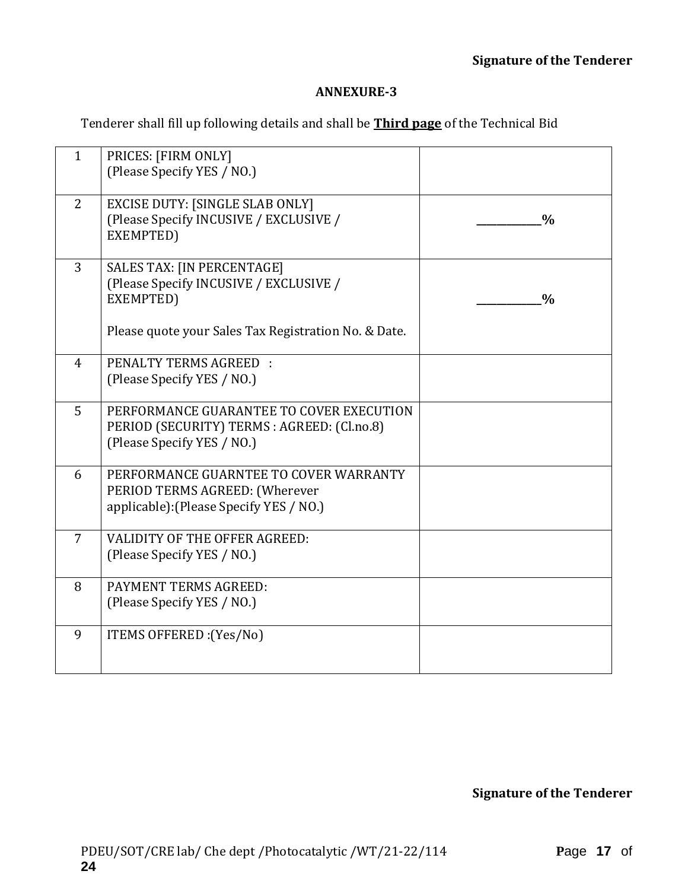**Signature of the Tenderer**

**ANNEXURE-3**

Tenderer shall fill up following details and shall be **Third page** of the Technical Bid

| | | |
|---|---|---|
| 1 | PRICES: [FIRM ONLY]<br>(Please Specify YES / NO.) | |
| 2 | EXCISE DUTY: [SINGLE SLAB ONLY]<br>(Please Specify INCUSIVE / EXCLUSIVE / EXEMPTED) | **___________%** |
| 3 | SALES TAX: [IN PERCENTAGE]<br>(Please Specify INCUSIVE / EXCLUSIVE / EXEMPTED)<br><br>Please quote your Sales Tax Registration No. & Date. | **___________%** |
| 4 | PENALTY TERMS AGREED :<br>(Please Specify YES / NO.) | |
| 5 | PERFORMANCE GUARANTEE TO COVER EXECUTION PERIOD (SECURITY) TERMS : AGREED: (Cl.no.8)<br>(Please Specify YES / NO.) | |
| 6 | PERFORMANCE GUARNTEE TO COVER WARRANTY PERIOD TERMS AGREED: (Wherever applicable):(Please Specify YES / NO.) | |
| 7 | VALIDITY OF THE OFFER AGREED:<br>(Please Specify YES / NO.) | |
| 8 | PAYMENT TERMS AGREED:<br>(Please Specify YES / NO.) | |
| 9 | ITEMS OFFERED :(Yes/No) | |

**Signature of the Tenderer**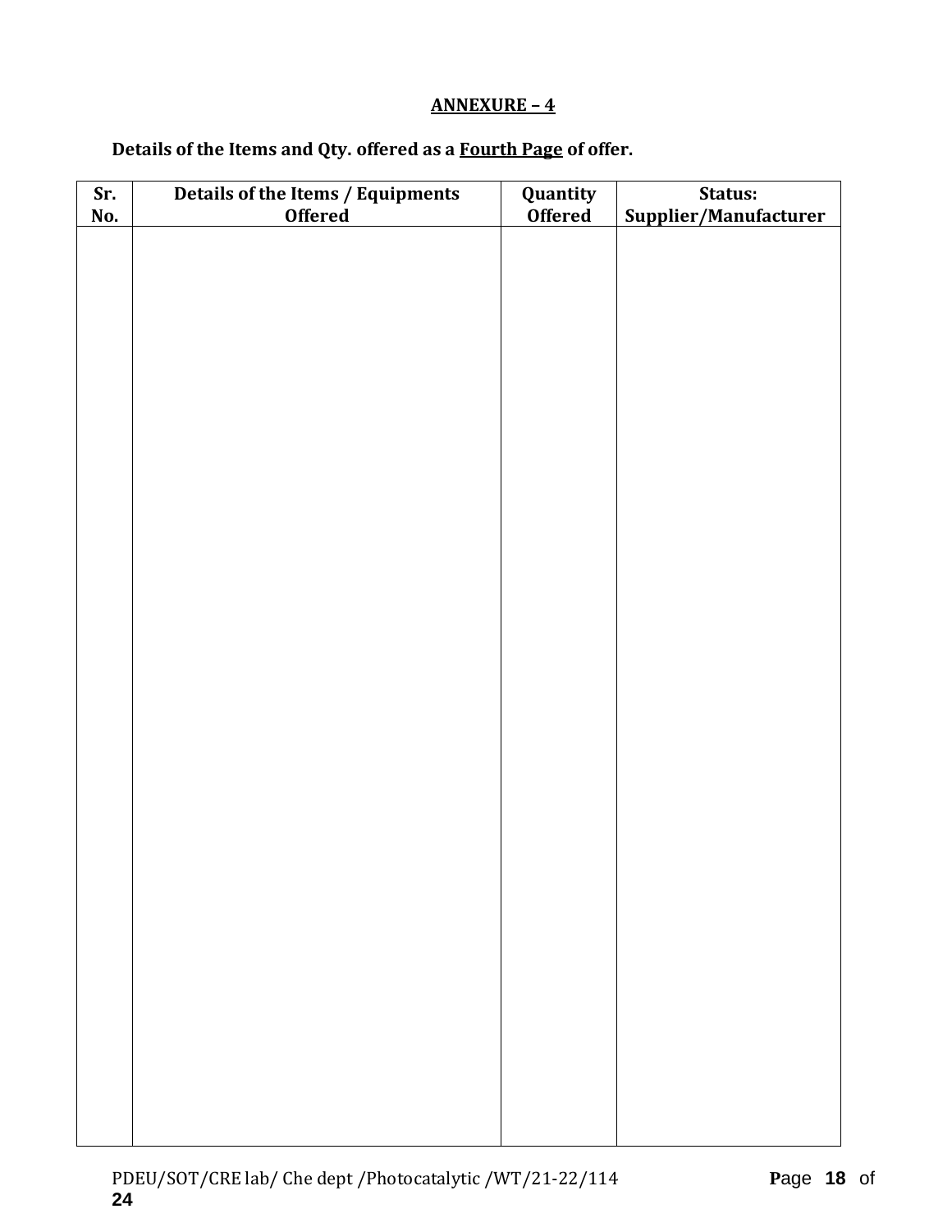## ANNEXURE – 4

**Details of the Items and Qty. offered as a Fourth Page of offer.**

| Sr. No. | Details of the Items / Equipments Offered | Quantity Offered | Status: Supplier/Manufacturer |
|---|---|---|---|
| | | | |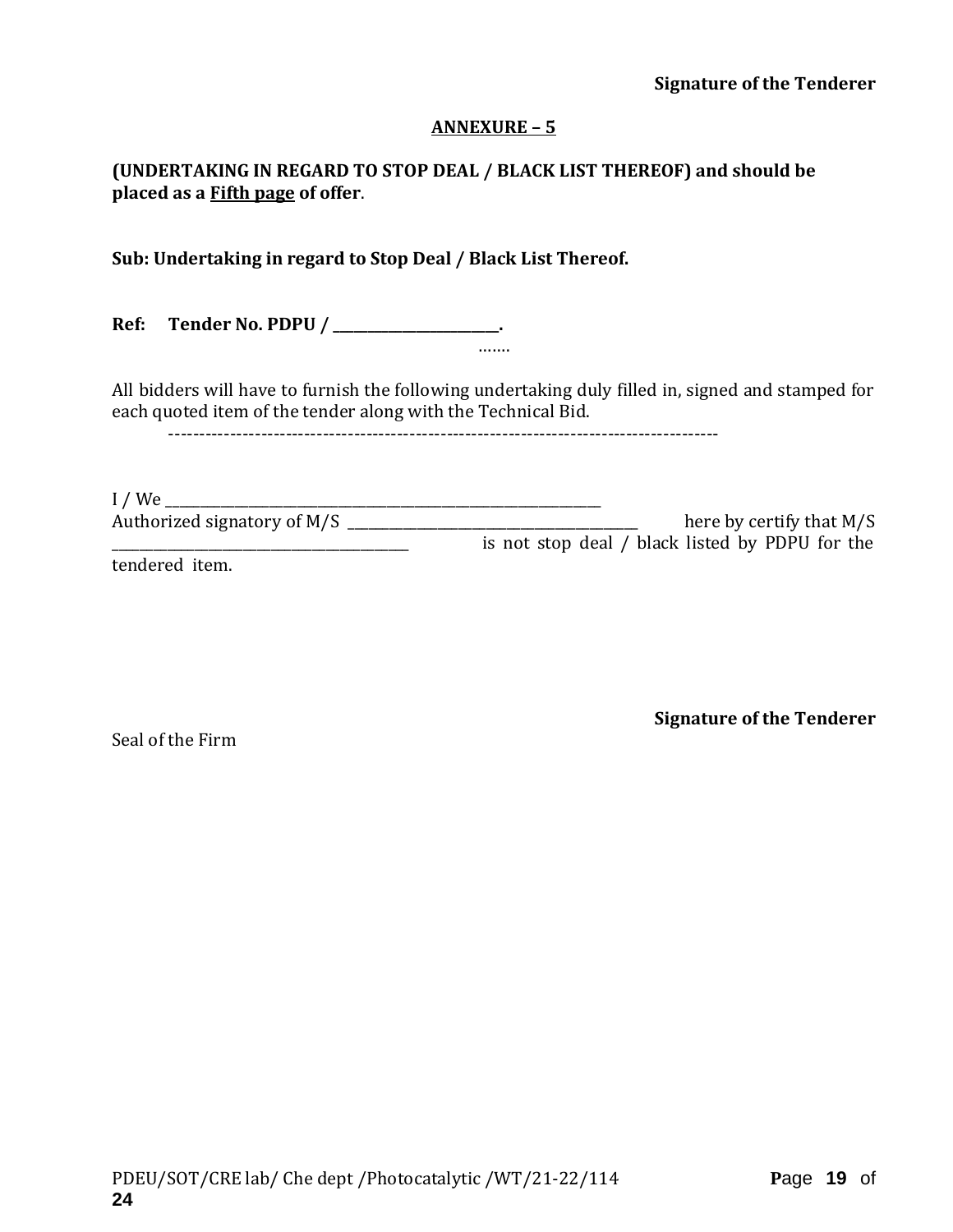**Signature of the Tenderer**

## ANNEXURE – 5

**(UNDERTAKING IN REGARD TO STOP DEAL / BLACK LIST THEREOF) and should be placed as a Fifth page of offer**.

**Sub: Undertaking in regard to Stop Deal / Black List Thereof.**

**Ref: Tender No. PDPU / \_\_\_\_\_\_\_\_\_\_\_\_\_\_\_\_\_\_\_\_\_\_\_\_.**

…….

All bidders will have to furnish the following undertaking duly filled in, signed and stamped for each quoted item of the tender along with the Technical Bid.

------------------------------------------------------------------------------------------

I / We \_\_\_\_\_\_\_\_\_\_\_\_\_\_\_\_\_\_\_\_\_\_\_\_\_\_\_\_\_\_\_\_\_\_\_\_\_\_\_\_\_\_\_\_\_\_\_\_\_\_\_\_\_\_\_\_\_\_\_\_\_\_\_\_
Authorized signatory of M/S \_\_\_\_\_\_\_\_\_\_\_\_\_\_\_\_\_\_\_\_\_\_\_\_\_\_\_\_\_\_\_\_\_\_\_\_\_\_\_\_\_\_ here by certify that M/S \_\_\_\_\_\_\_\_\_\_\_\_\_\_\_\_\_\_\_\_\_\_\_\_\_\_\_\_\_\_\_\_\_\_\_\_\_\_\_\_\_\_ is not stop deal / black listed by PDPU for the tendered item.

**Signature of the Tenderer**

Seal of the Firm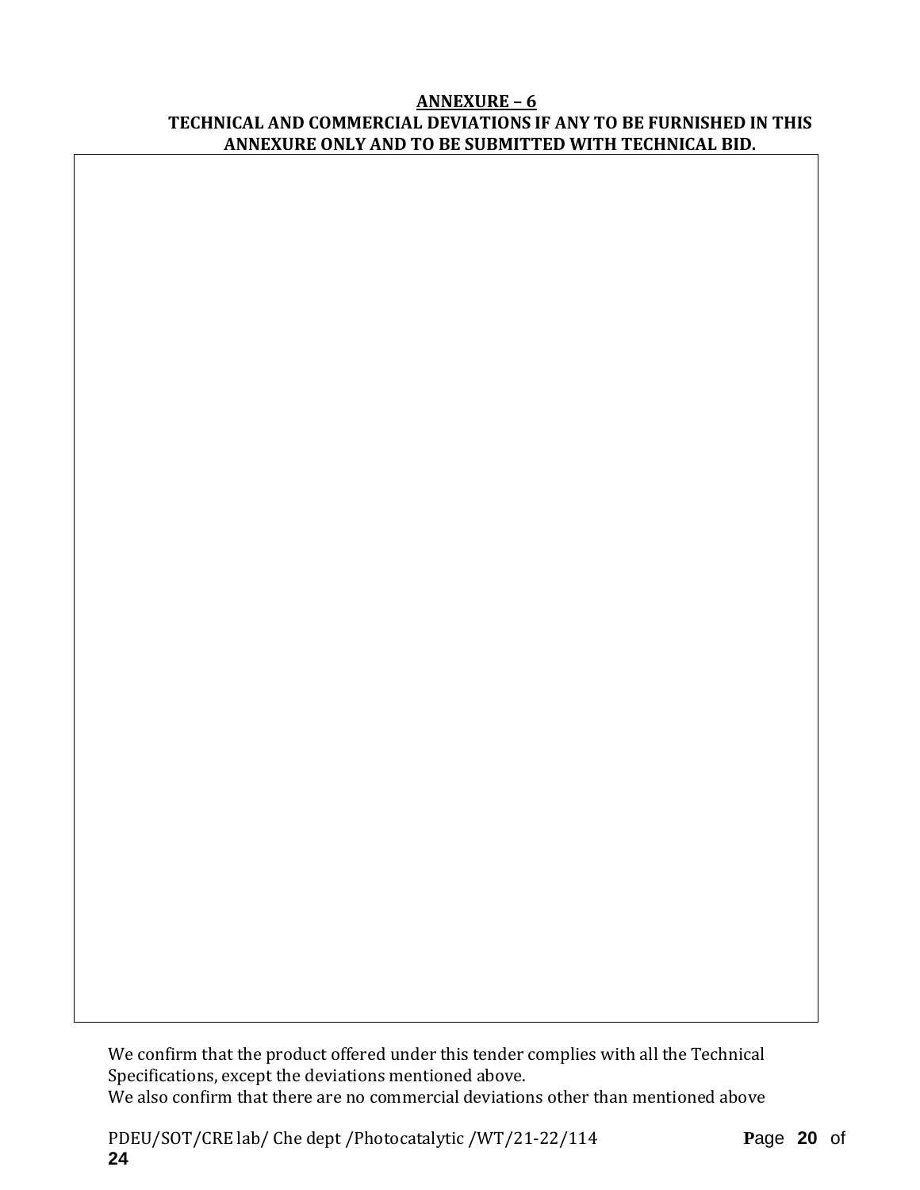## ANNEXURE – 6

**TECHNICAL AND COMMERCIAL DEVIATIONS IF ANY TO BE FURNISHED IN THIS ANNEXURE ONLY AND TO BE SUBMITTED WITH TECHNICAL BID.**

We confirm that the product offered under this tender complies with all the Technical Specifications, except the deviations mentioned above.

We also confirm that there are no commercial deviations other than mentioned above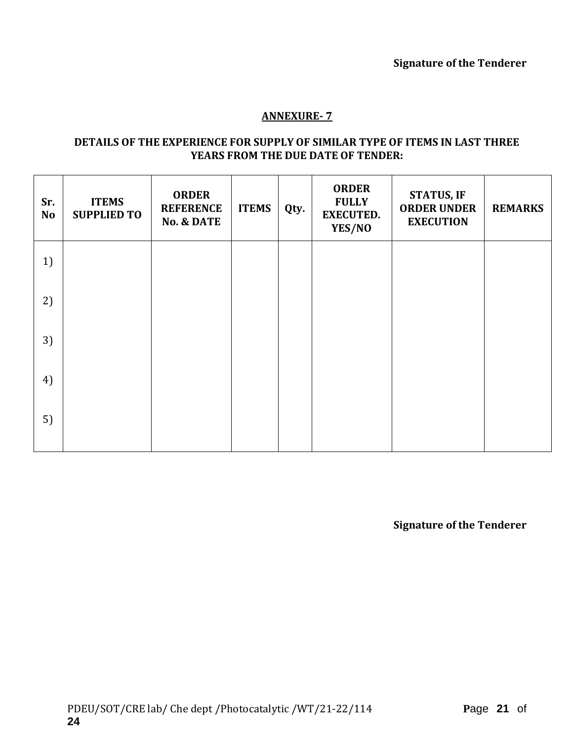**Signature of the Tenderer**

## ANNEXURE- 7

**DETAILS OF THE EXPERIENCE FOR SUPPLY OF SIMILAR TYPE OF ITEMS IN LAST THREE YEARS FROM THE DUE DATE OF TENDER:**

| Sr. No | ITEMS SUPPLIED TO | ORDER REFERENCE No. & DATE | ITEMS | Qty. | ORDER FULLY EXECUTED. YES/NO | STATUS, IF ORDER UNDER EXECUTION | REMARKS |
|---|---|---|---|---|---|---|---|
| 1) | | | | | | | |
| 2) | | | | | | | |
| 3) | | | | | | | |
| 4) | | | | | | | |
| 5) | | | | | | | |

**Signature of the Tenderer**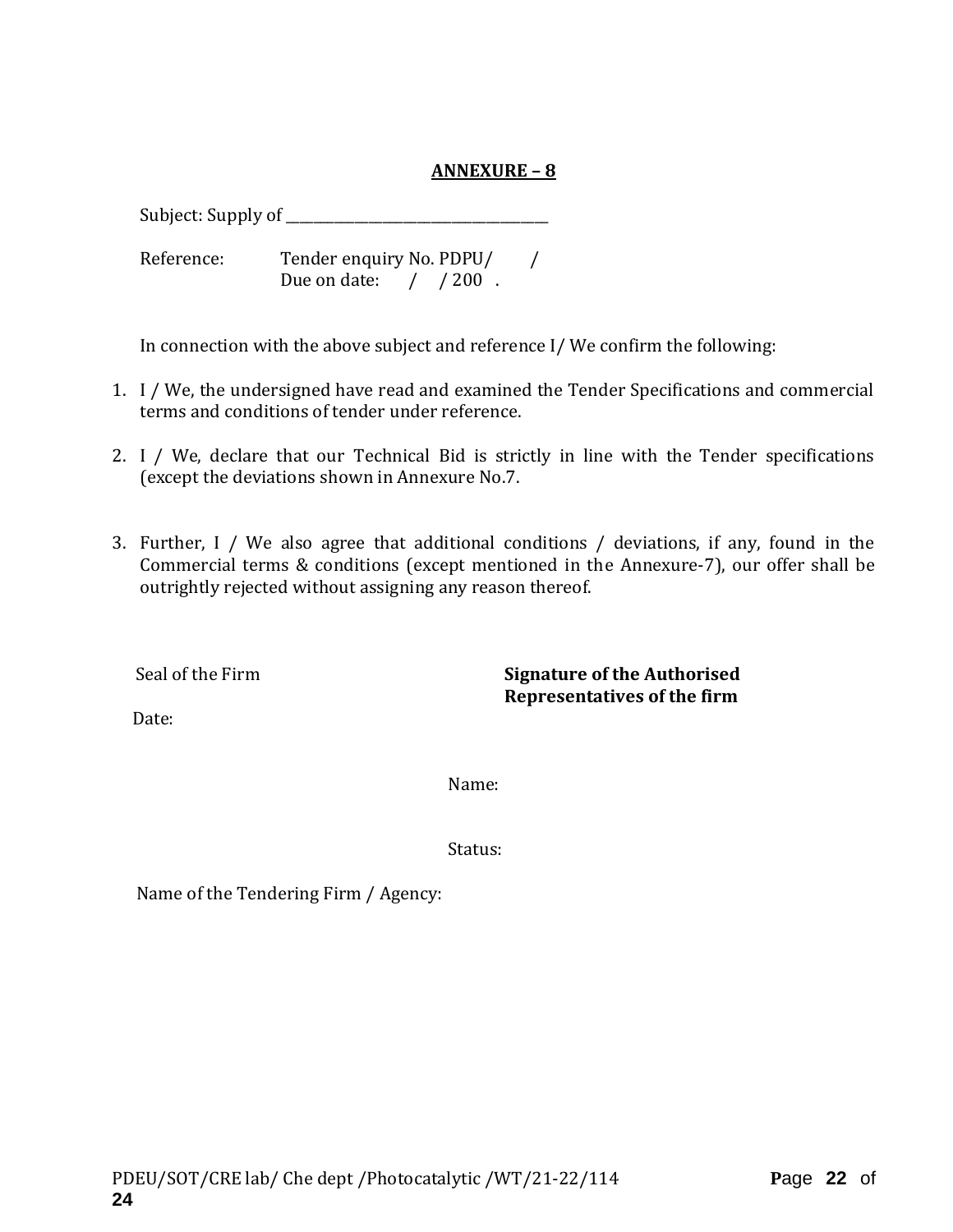**ANNEXURE – 8**

Subject: Supply of ______________________________________

Reference: Tender enquiry No. PDPU/ /
Due on date: / / 200 .

In connection with the above subject and reference I/ We confirm the following:

1. I / We, the undersigned have read and examined the Tender Specifications and commercial terms and conditions of tender under reference.

2. I / We, declare that our Technical Bid is strictly in line with the Tender specifications (except the deviations shown in Annexure No.7.

3. Further, I / We also agree that additional conditions / deviations, if any, found in the Commercial terms & conditions (except mentioned in the Annexure-7), our offer shall be outrightly rejected without assigning any reason thereof.

Seal of the Firm

**Signature of the Authorised Representatives of the firm**

Date:

Name:

Status:

Name of the Tendering Firm / Agency: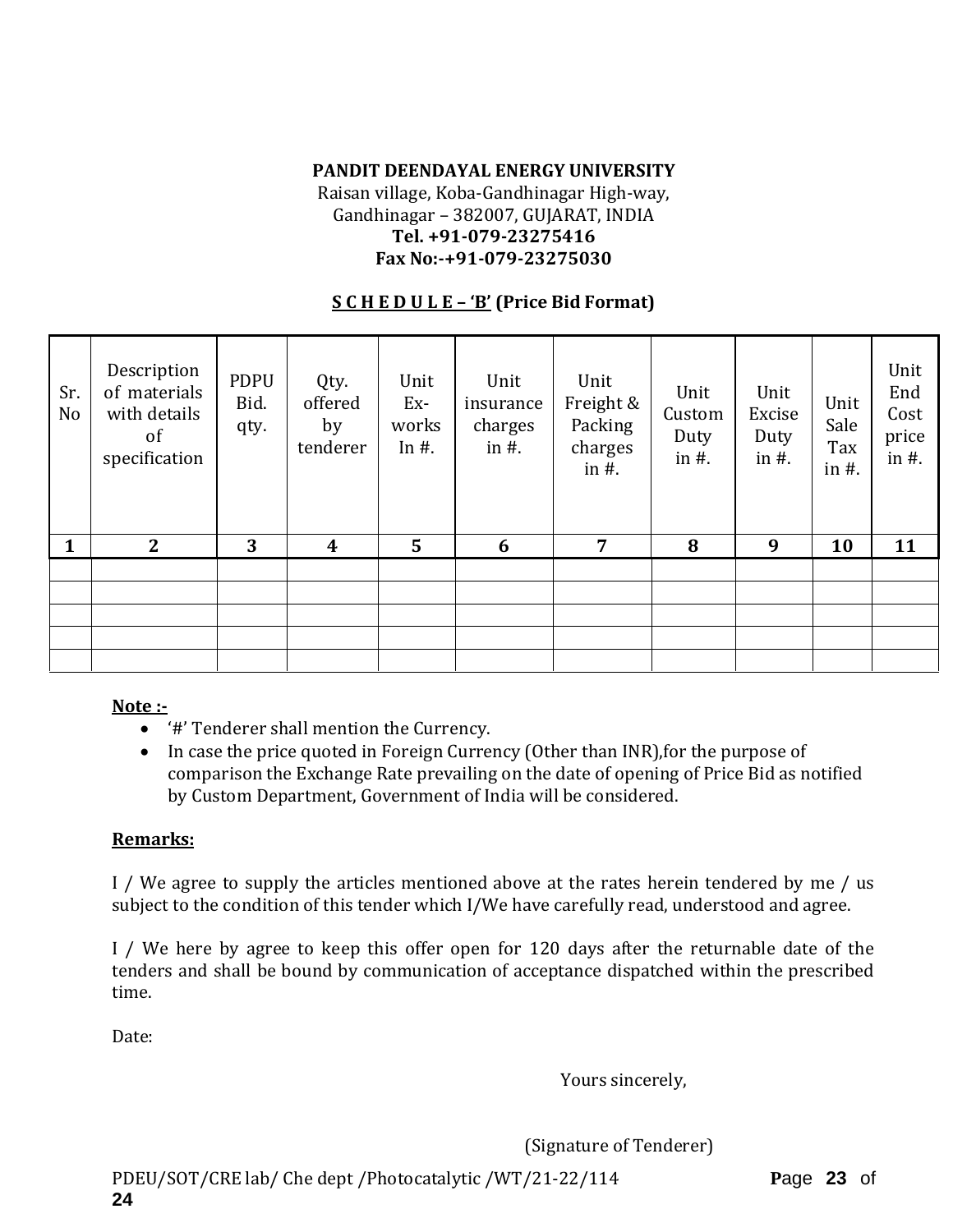**PANDIT DEENDAYAL ENERGY UNIVERSITY**
Raisan village, Koba-Gandhinagar High-way,
Gandhinagar – 382007, GUJARAT, INDIA
**Tel. +91-079-23275416**
**Fax No:-+91-079-23275030**

**S C H E D U L E – 'B' (Price Bid Format)**

| Sr. No | Description of materials with details of specification | PDPU Bid. qty. | Qty. offered by tenderer | Unit Ex-works In #. | Unit insurance charges in #. | Unit Freight & Packing charges in #. | Unit Custom Duty in #. | Unit Excise Duty in #. | Unit Sale Tax in #. | Unit End Cost price in #. |
|---|---|---|---|---|---|---|---|---|---|---|
| **1** | **2** | **3** | **4** | **5** | **6** | **7** | **8** | **9** | **10** | **11** |
| | | | | | | | | | | |
| | | | | | | | | | | |
| | | | | | | | | | | |
| | | | | | | | | | | |
| | | | | | | | | | | |

**Note :-**

- '#' Tenderer shall mention the Currency.
- In case the price quoted in Foreign Currency (Other than INR),for the purpose of comparison the Exchange Rate prevailing on the date of opening of Price Bid as notified by Custom Department, Government of India will be considered.

**Remarks:**

I / We agree to supply the articles mentioned above at the rates herein tendered by me / us subject to the condition of this tender which I/We have carefully read, understood and agree.

I / We here by agree to keep this offer open for 120 days after the returnable date of the tenders and shall be bound by communication of acceptance dispatched within the prescribed time.

Date:

Yours sincerely,

(Signature of Tenderer)

PDEU/SOT/CRE lab/ Che dept /Photocatalytic /WT/21-22/114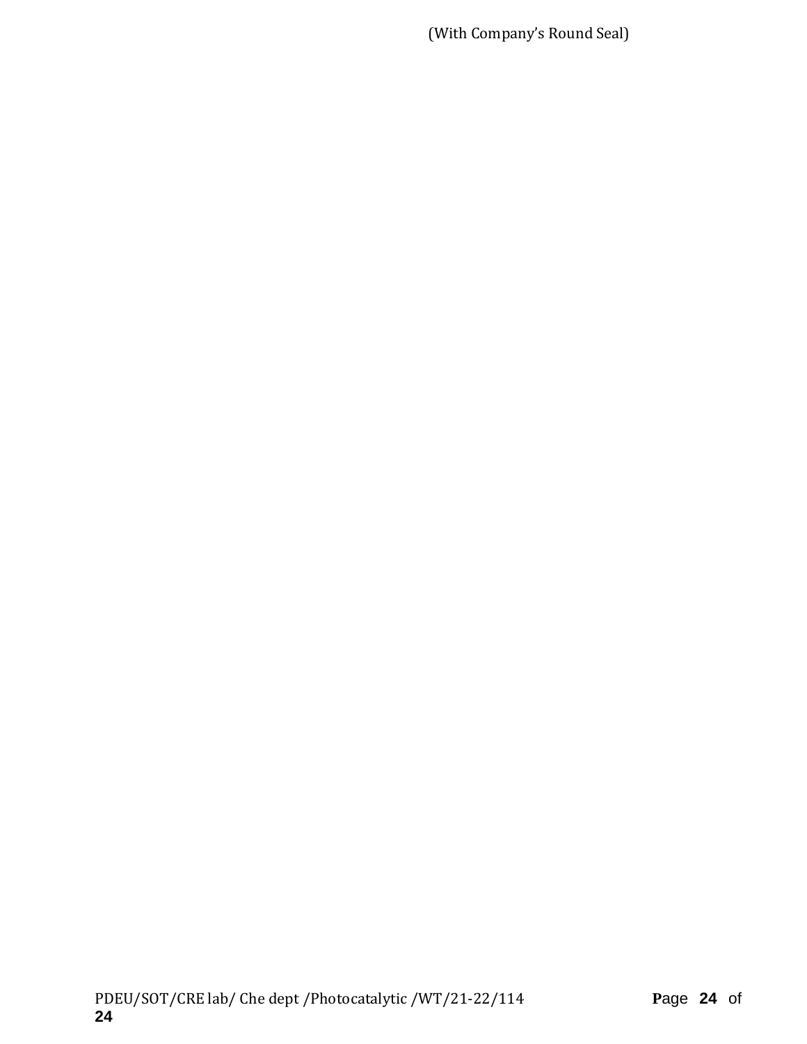(With Company's Round Seal)